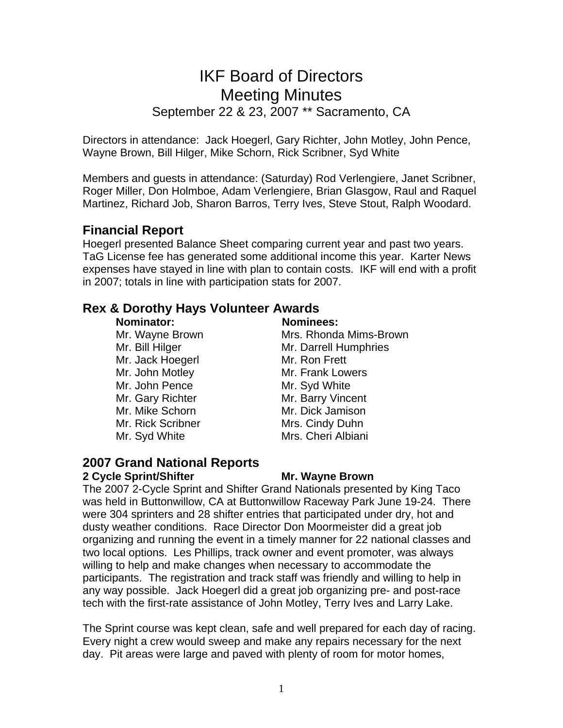# IKF Board of Directors
# Meeting Minutes

September 22 & 23, 2007 ** Sacramento, CA

Directors in attendance: Jack Hoegerl, Gary Richter, John Motley, John Pence, Wayne Brown, Bill Hilger, Mike Schorn, Rick Scribner, Syd White

Members and guests in attendance: (Saturday) Rod Verlengiere, Janet Scribner, Roger Miller, Don Holmboe, Adam Verlengiere, Brian Glasgow, Raul and Raquel Martinez, Richard Job, Sharon Barros, Terry Ives, Steve Stout, Ralph Woodard.

## Financial Report

Hoegerl presented Balance Sheet comparing current year and past two years. TaG License fee has generated some additional income this year. Karter News expenses have stayed in line with plan to contain costs. IKF will end with a profit in 2007; totals in line with participation stats for 2007.

## Rex & Dorothy Hays Volunteer Awards

| Nominator: | Nominees: |
|---|---|
| Mr. Wayne Brown | Mrs. Rhonda Mims-Brown |
| Mr. Bill Hilger | Mr. Darrell Humphries |
| Mr. Jack Hoegerl | Mr. Ron Frett |
| Mr. John Motley | Mr. Frank Lowers |
| Mr. John Pence | Mr. Syd White |
| Mr. Gary Richter | Mr. Barry Vincent |
| Mr. Mike Schorn | Mr. Dick Jamison |
| Mr. Rick Scribner | Mrs. Cindy Duhn |
| Mr. Syd White | Mrs. Cheri Albiani |

## 2007 Grand National Reports

**2 Cycle Sprint/Shifter** **Mr. Wayne Brown**

The 2007 2-Cycle Sprint and Shifter Grand Nationals presented by King Taco was held in Buttonwillow, CA at Buttonwillow Raceway Park June 19-24. There were 304 sprinters and 28 shifter entries that participated under dry, hot and dusty weather conditions. Race Director Don Moormeister did a great job organizing and running the event in a timely manner for 22 national classes and two local options. Les Phillips, track owner and event promoter, was always willing to help and make changes when necessary to accommodate the participants. The registration and track staff was friendly and willing to help in any way possible. Jack Hoegerl did a great job organizing pre- and post-race tech with the first-rate assistance of John Motley, Terry Ives and Larry Lake.

The Sprint course was kept clean, safe and well prepared for each day of racing. Every night a crew would sweep and make any repairs necessary for the next day. Pit areas were large and paved with plenty of room for motor homes,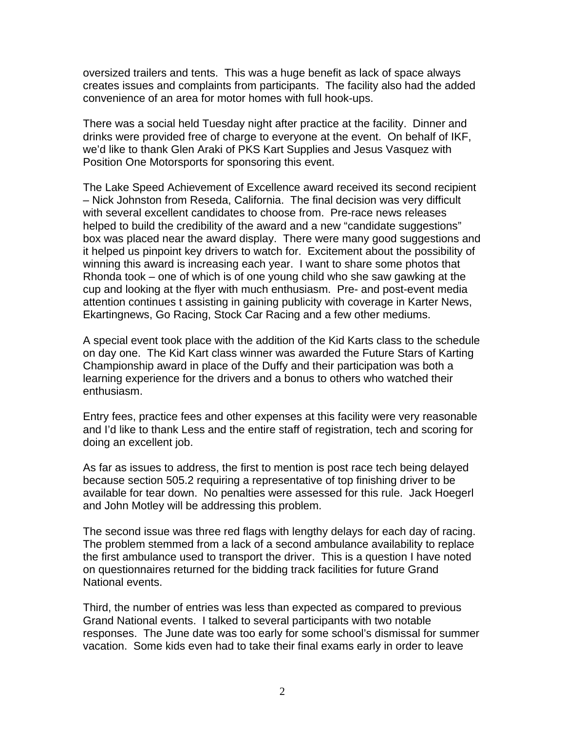oversized trailers and tents. This was a huge benefit as lack of space always creates issues and complaints from participants. The facility also had the added convenience of an area for motor homes with full hook-ups.

There was a social held Tuesday night after practice at the facility. Dinner and drinks were provided free of charge to everyone at the event. On behalf of IKF, we'd like to thank Glen Araki of PKS Kart Supplies and Jesus Vasquez with Position One Motorsports for sponsoring this event.

The Lake Speed Achievement of Excellence award received its second recipient – Nick Johnston from Reseda, California. The final decision was very difficult with several excellent candidates to choose from. Pre-race news releases helped to build the credibility of the award and a new "candidate suggestions" box was placed near the award display. There were many good suggestions and it helped us pinpoint key drivers to watch for. Excitement about the possibility of winning this award is increasing each year. I want to share some photos that Rhonda took – one of which is of one young child who she saw gawking at the cup and looking at the flyer with much enthusiasm. Pre- and post-event media attention continues t assisting in gaining publicity with coverage in Karter News, Ekartingnews, Go Racing, Stock Car Racing and a few other mediums.

A special event took place with the addition of the Kid Karts class to the schedule on day one. The Kid Kart class winner was awarded the Future Stars of Karting Championship award in place of the Duffy and their participation was both a learning experience for the drivers and a bonus to others who watched their enthusiasm.

Entry fees, practice fees and other expenses at this facility were very reasonable and I'd like to thank Less and the entire staff of registration, tech and scoring for doing an excellent job.

As far as issues to address, the first to mention is post race tech being delayed because section 505.2 requiring a representative of top finishing driver to be available for tear down. No penalties were assessed for this rule. Jack Hoegerl and John Motley will be addressing this problem.

The second issue was three red flags with lengthy delays for each day of racing. The problem stemmed from a lack of a second ambulance availability to replace the first ambulance used to transport the driver. This is a question I have noted on questionnaires returned for the bidding track facilities for future Grand National events.

Third, the number of entries was less than expected as compared to previous Grand National events. I talked to several participants with two notable responses. The June date was too early for some school's dismissal for summer vacation. Some kids even had to take their final exams early in order to leave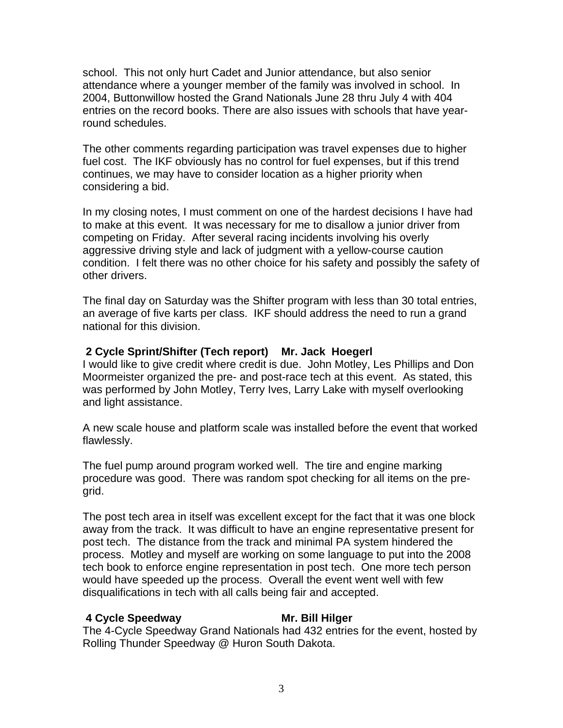school. This not only hurt Cadet and Junior attendance, but also senior attendance where a younger member of the family was involved in school. In 2004, Buttonwillow hosted the Grand Nationals June 28 thru July 4 with 404 entries on the record books. There are also issues with schools that have year-round schedules.

The other comments regarding participation was travel expenses due to higher fuel cost. The IKF obviously has no control for fuel expenses, but if this trend continues, we may have to consider location as a higher priority when considering a bid.

In my closing notes, I must comment on one of the hardest decisions I have had to make at this event. It was necessary for me to disallow a junior driver from competing on Friday. After several racing incidents involving his overly aggressive driving style and lack of judgment with a yellow-course caution condition. I felt there was no other choice for his safety and possibly the safety of other drivers.

The final day on Saturday was the Shifter program with less than 30 total entries, an average of five karts per class. IKF should address the need to run a grand national for this division.

**2 Cycle Sprint/Shifter (Tech report) Mr. Jack Hoegerl**

I would like to give credit where credit is due. John Motley, Les Phillips and Don Moormeister organized the pre- and post-race tech at this event. As stated, this was performed by John Motley, Terry Ives, Larry Lake with myself overlooking and light assistance.

A new scale house and platform scale was installed before the event that worked flawlessly.

The fuel pump around program worked well. The tire and engine marking procedure was good. There was random spot checking for all items on the pre-grid.

The post tech area in itself was excellent except for the fact that it was one block away from the track. It was difficult to have an engine representative present for post tech. The distance from the track and minimal PA system hindered the process. Motley and myself are working on some language to put into the 2008 tech book to enforce engine representation in post tech. One more tech person would have speeded up the process. Overall the event went well with few disqualifications in tech with all calls being fair and accepted.

**4 Cycle Speedway Mr. Bill Hilger**

The 4-Cycle Speedway Grand Nationals had 432 entries for the event, hosted by Rolling Thunder Speedway @ Huron South Dakota.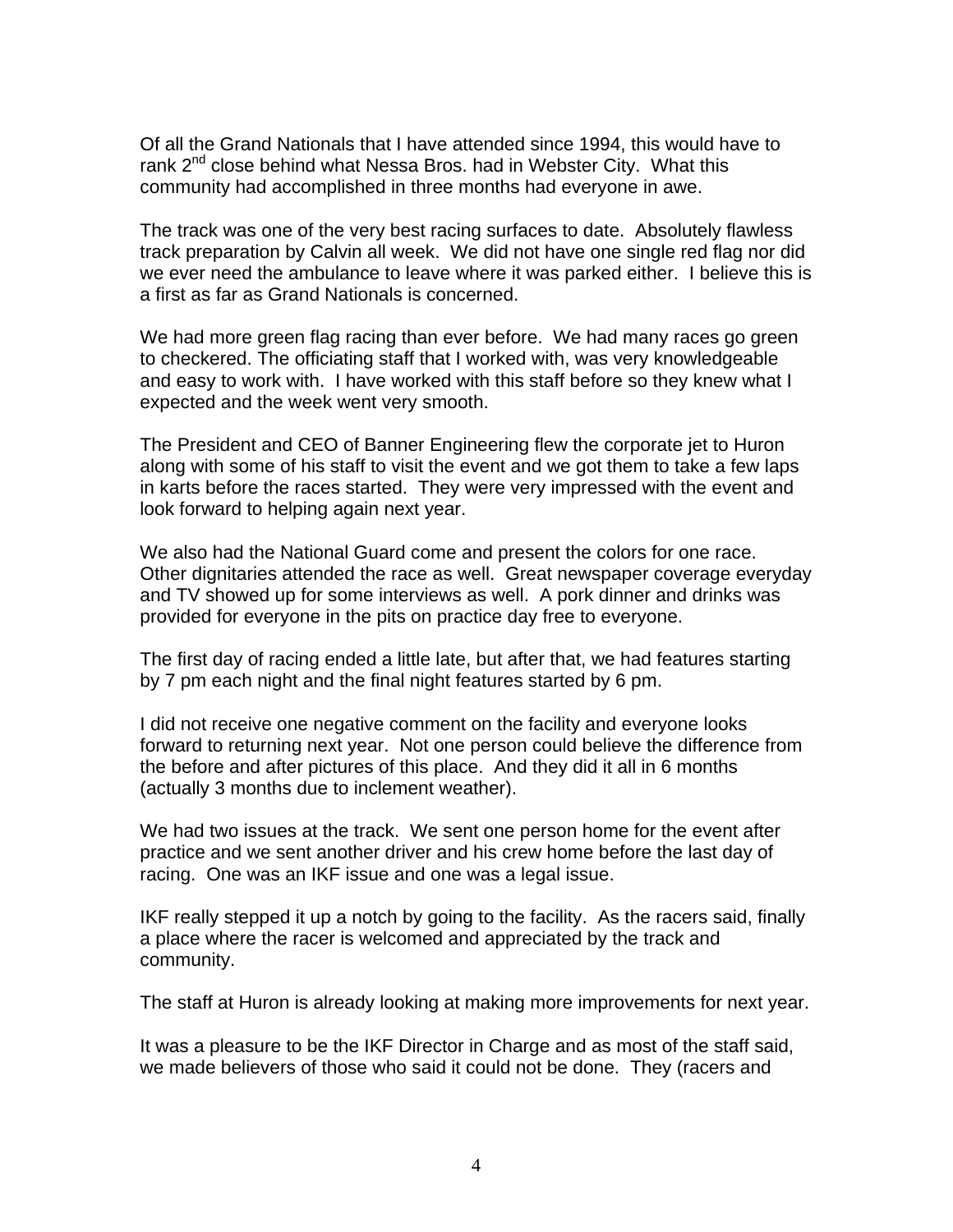Of all the Grand Nationals that I have attended since 1994, this would have to rank 2nd close behind what Nessa Bros. had in Webster City. What this community had accomplished in three months had everyone in awe.

The track was one of the very best racing surfaces to date. Absolutely flawless track preparation by Calvin all week. We did not have one single red flag nor did we ever need the ambulance to leave where it was parked either. I believe this is a first as far as Grand Nationals is concerned.

We had more green flag racing than ever before. We had many races go green to checkered. The officiating staff that I worked with, was very knowledgeable and easy to work with. I have worked with this staff before so they knew what I expected and the week went very smooth.

The President and CEO of Banner Engineering flew the corporate jet to Huron along with some of his staff to visit the event and we got them to take a few laps in karts before the races started. They were very impressed with the event and look forward to helping again next year.

We also had the National Guard come and present the colors for one race. Other dignitaries attended the race as well. Great newspaper coverage everyday and TV showed up for some interviews as well. A pork dinner and drinks was provided for everyone in the pits on practice day free to everyone.

The first day of racing ended a little late, but after that, we had features starting by 7 pm each night and the final night features started by 6 pm.

I did not receive one negative comment on the facility and everyone looks forward to returning next year. Not one person could believe the difference from the before and after pictures of this place. And they did it all in 6 months (actually 3 months due to inclement weather).

We had two issues at the track. We sent one person home for the event after practice and we sent another driver and his crew home before the last day of racing. One was an IKF issue and one was a legal issue.

IKF really stepped it up a notch by going to the facility. As the racers said, finally a place where the racer is welcomed and appreciated by the track and community.

The staff at Huron is already looking at making more improvements for next year.

It was a pleasure to be the IKF Director in Charge and as most of the staff said, we made believers of those who said it could not be done. They (racers and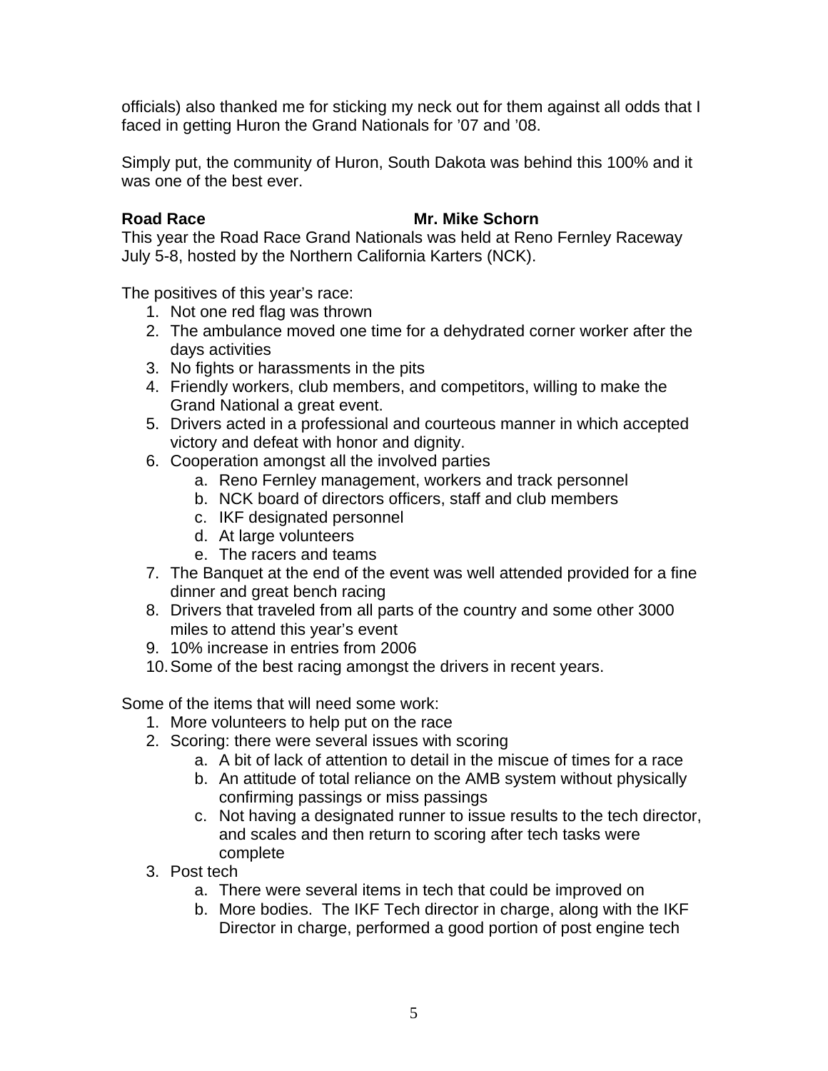officials) also thanked me for sticking my neck out for them against all odds that I faced in getting Huron the Grand Nationals for '07 and '08.

Simply put, the community of Huron, South Dakota was behind this 100% and it was one of the best ever.

**Road Race** **Mr. Mike Schorn**

This year the Road Race Grand Nationals was held at Reno Fernley Raceway July 5-8, hosted by the Northern California Karters (NCK).

The positives of this year's race:

1. Not one red flag was thrown
2. The ambulance moved one time for a dehydrated corner worker after the days activities
3. No fights or harassments in the pits
4. Friendly workers, club members, and competitors, willing to make the Grand National a great event.
5. Drivers acted in a professional and courteous manner in which accepted victory and defeat with honor and dignity.
6. Cooperation amongst all the involved parties
   a. Reno Fernley management, workers and track personnel
   b. NCK board of directors officers, staff and club members
   c. IKF designated personnel
   d. At large volunteers
   e. The racers and teams
7. The Banquet at the end of the event was well attended provided for a fine dinner and great bench racing
8. Drivers that traveled from all parts of the country and some other 3000 miles to attend this year's event
9. 10% increase in entries from 2006
10. Some of the best racing amongst the drivers in recent years.

Some of the items that will need some work:

1. More volunteers to help put on the race
2. Scoring: there were several issues with scoring
   a. A bit of lack of attention to detail in the miscue of times for a race
   b. An attitude of total reliance on the AMB system without physically confirming passings or miss passings
   c. Not having a designated runner to issue results to the tech director, and scales and then return to scoring after tech tasks were complete
3. Post tech
   a. There were several items in tech that could be improved on
   b. More bodies. The IKF Tech director in charge, along with the IKF Director in charge, performed a good portion of post engine tech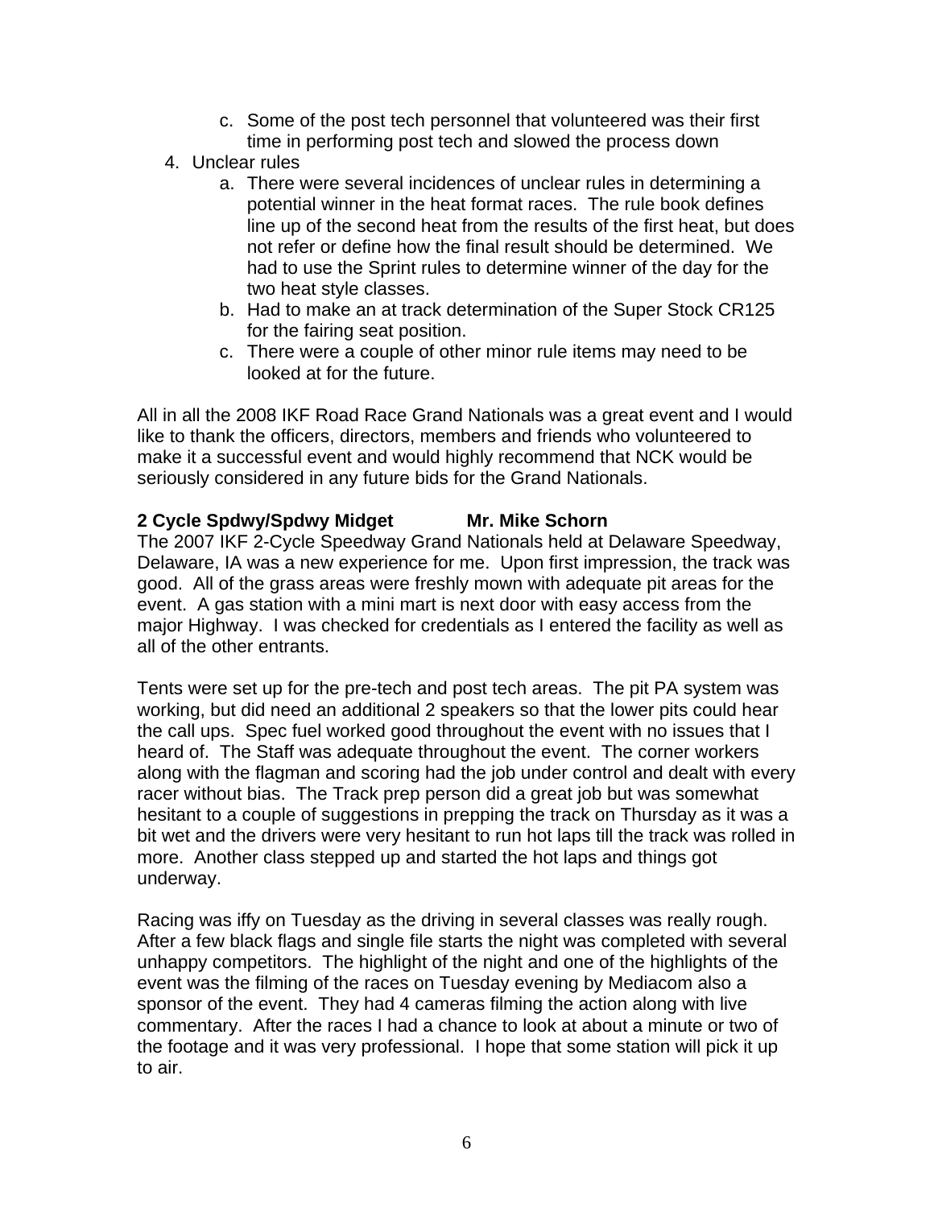c. Some of the post tech personnel that volunteered was their first time in performing post tech and slowed the process down

4. Unclear rules
   a. There were several incidences of unclear rules in determining a potential winner in the heat format races. The rule book defines line up of the second heat from the results of the first heat, but does not refer or define how the final result should be determined. We had to use the Sprint rules to determine winner of the day for the two heat style classes.
   b. Had to make an at track determination of the Super Stock CR125 for the fairing seat position.
   c. There were a couple of other minor rule items may need to be looked at for the future.

All in all the 2008 IKF Road Race Grand Nationals was a great event and I would like to thank the officers, directors, members and friends who volunteered to make it a successful event and would highly recommend that NCK would be seriously considered in any future bids for the Grand Nationals.

**2 Cycle Spdwy/Spdwy Midget Mr. Mike Schorn**

The 2007 IKF 2-Cycle Speedway Grand Nationals held at Delaware Speedway, Delaware, IA was a new experience for me. Upon first impression, the track was good. All of the grass areas were freshly mown with adequate pit areas for the event. A gas station with a mini mart is next door with easy access from the major Highway. I was checked for credentials as I entered the facility as well as all of the other entrants.

Tents were set up for the pre-tech and post tech areas. The pit PA system was working, but did need an additional 2 speakers so that the lower pits could hear the call ups. Spec fuel worked good throughout the event with no issues that I heard of. The Staff was adequate throughout the event. The corner workers along with the flagman and scoring had the job under control and dealt with every racer without bias. The Track prep person did a great job but was somewhat hesitant to a couple of suggestions in prepping the track on Thursday as it was a bit wet and the drivers were very hesitant to run hot laps till the track was rolled in more. Another class stepped up and started the hot laps and things got underway.

Racing was iffy on Tuesday as the driving in several classes was really rough. After a few black flags and single file starts the night was completed with several unhappy competitors. The highlight of the night and one of the highlights of the event was the filming of the races on Tuesday evening by Mediacom also a sponsor of the event. They had 4 cameras filming the action along with live commentary. After the races I had a chance to look at about a minute or two of the footage and it was very professional. I hope that some station will pick it up to air.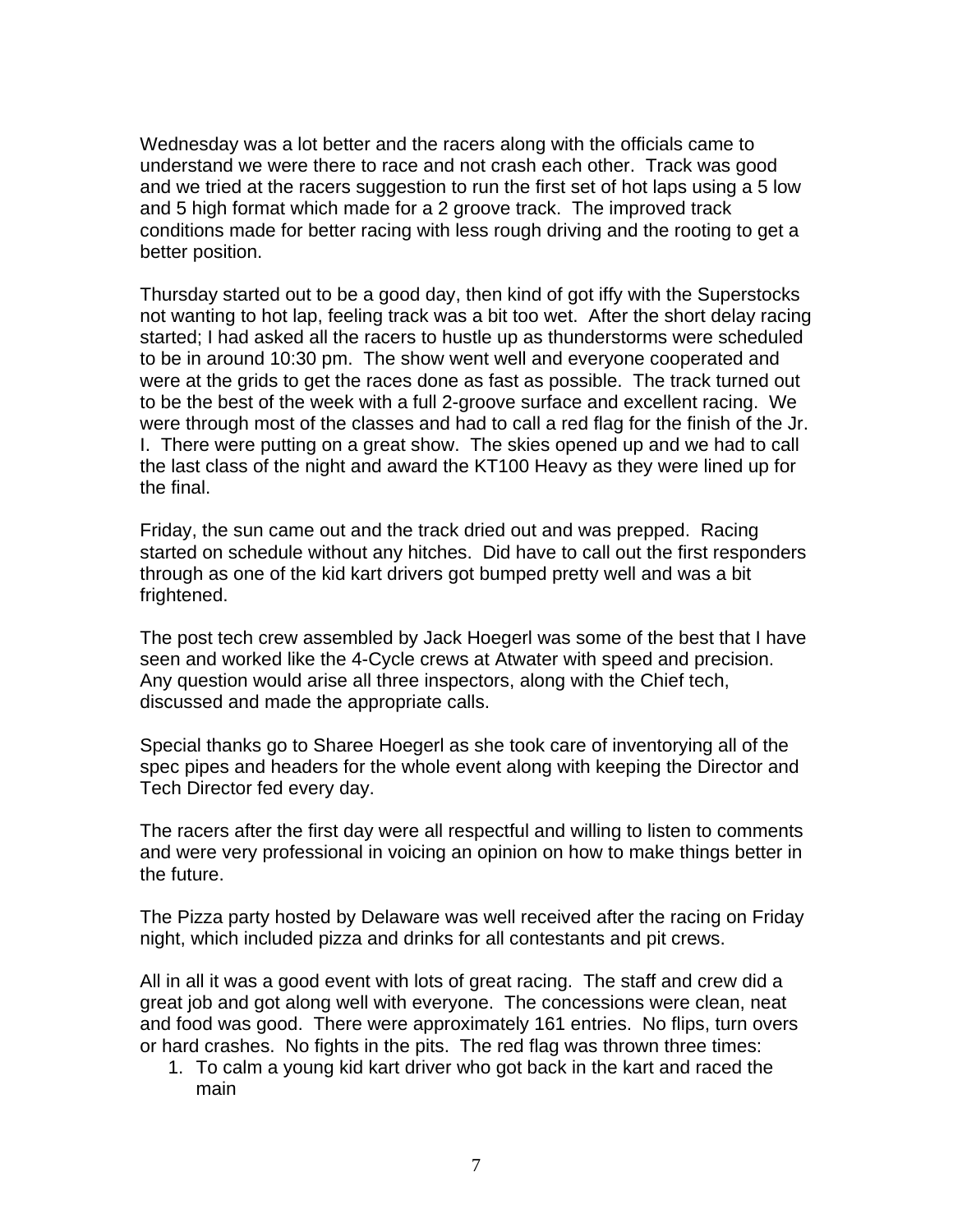Wednesday was a lot better and the racers along with the officials came to understand we were there to race and not crash each other. Track was good and we tried at the racers suggestion to run the first set of hot laps using a 5 low and 5 high format which made for a 2 groove track. The improved track conditions made for better racing with less rough driving and the rooting to get a better position.

Thursday started out to be a good day, then kind of got iffy with the Superstocks not wanting to hot lap, feeling track was a bit too wet. After the short delay racing started; I had asked all the racers to hustle up as thunderstorms were scheduled to be in around 10:30 pm. The show went well and everyone cooperated and were at the grids to get the races done as fast as possible. The track turned out to be the best of the week with a full 2-groove surface and excellent racing. We were through most of the classes and had to call a red flag for the finish of the Jr. I. There were putting on a great show. The skies opened up and we had to call the last class of the night and award the KT100 Heavy as they were lined up for the final.

Friday, the sun came out and the track dried out and was prepped. Racing started on schedule without any hitches. Did have to call out the first responders through as one of the kid kart drivers got bumped pretty well and was a bit frightened.

The post tech crew assembled by Jack Hoegerl was some of the best that I have seen and worked like the 4-Cycle crews at Atwater with speed and precision. Any question would arise all three inspectors, along with the Chief tech, discussed and made the appropriate calls.

Special thanks go to Sharee Hoegerl as she took care of inventorying all of the spec pipes and headers for the whole event along with keeping the Director and Tech Director fed every day.

The racers after the first day were all respectful and willing to listen to comments and were very professional in voicing an opinion on how to make things better in the future.

The Pizza party hosted by Delaware was well received after the racing on Friday night, which included pizza and drinks for all contestants and pit crews.

All in all it was a good event with lots of great racing. The staff and crew did a great job and got along well with everyone. The concessions were clean, neat and food was good. There were approximately 161 entries. No flips, turn overs or hard crashes. No fights in the pits. The red flag was thrown three times:

1. To calm a young kid kart driver who got back in the kart and raced the main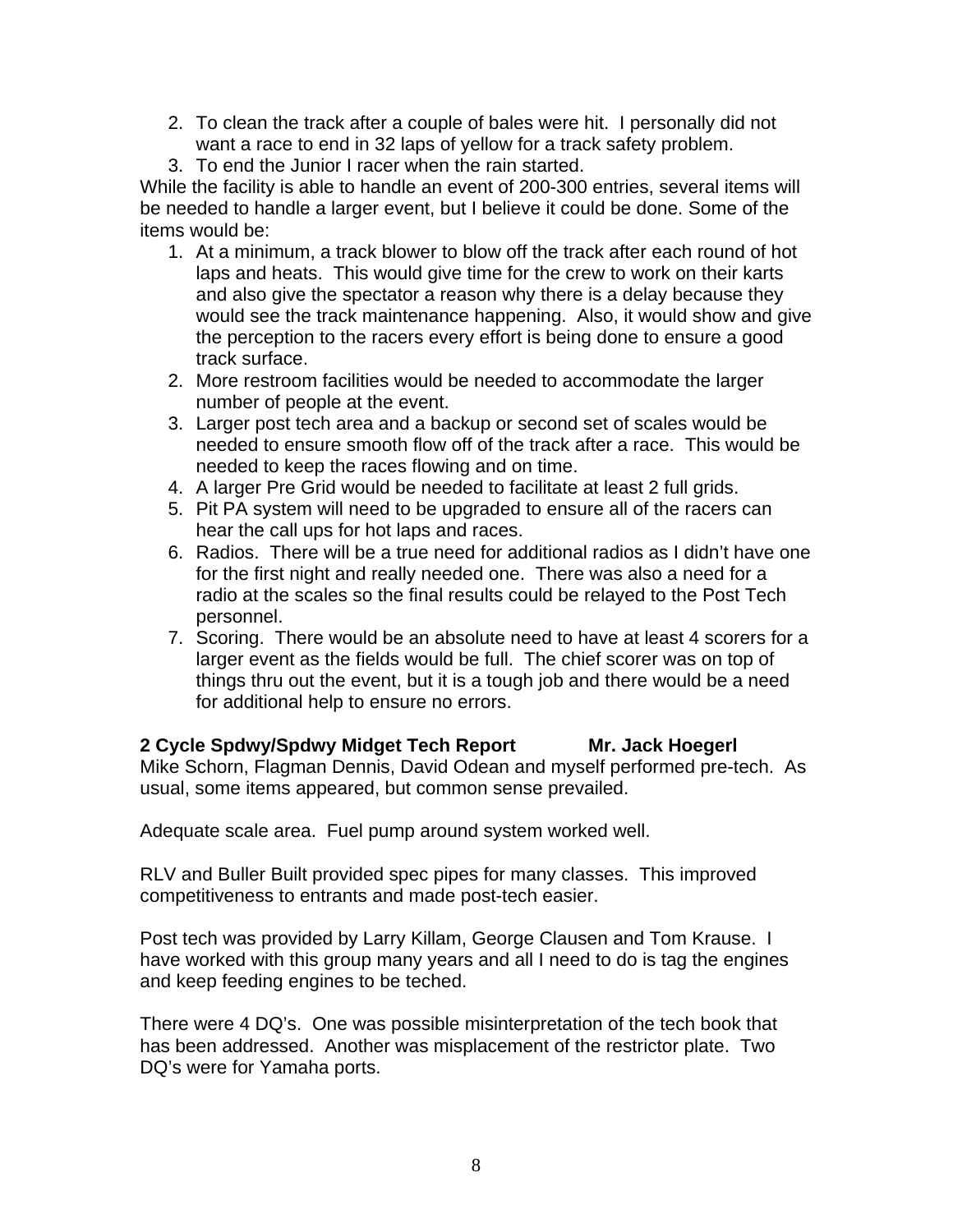2. To clean the track after a couple of bales were hit. I personally did not want a race to end in 32 laps of yellow for a track safety problem.
3. To end the Junior I racer when the rain started.

While the facility is able to handle an event of 200-300 entries, several items will be needed to handle a larger event, but I believe it could be done. Some of the items would be:

1. At a minimum, a track blower to blow off the track after each round of hot laps and heats. This would give time for the crew to work on their karts and also give the spectator a reason why there is a delay because they would see the track maintenance happening. Also, it would show and give the perception to the racers every effort is being done to ensure a good track surface.
2. More restroom facilities would be needed to accommodate the larger number of people at the event.
3. Larger post tech area and a backup or second set of scales would be needed to ensure smooth flow off of the track after a race. This would be needed to keep the races flowing and on time.
4. A larger Pre Grid would be needed to facilitate at least 2 full grids.
5. Pit PA system will need to be upgraded to ensure all of the racers can hear the call ups for hot laps and races.
6. Radios. There will be a true need for additional radios as I didn't have one for the first night and really needed one. There was also a need for a radio at the scales so the final results could be relayed to the Post Tech personnel.
7. Scoring. There would be an absolute need to have at least 4 scorers for a larger event as the fields would be full. The chief scorer was on top of things thru out the event, but it is a tough job and there would be a need for additional help to ensure no errors.

**2 Cycle Spdwy/Spdwy Midget Tech Report Mr. Jack Hoegerl**

Mike Schorn, Flagman Dennis, David Odean and myself performed pre-tech. As usual, some items appeared, but common sense prevailed.

Adequate scale area. Fuel pump around system worked well.

RLV and Buller Built provided spec pipes for many classes. This improved competitiveness to entrants and made post-tech easier.

Post tech was provided by Larry Killam, George Clausen and Tom Krause. I have worked with this group many years and all I need to do is tag the engines and keep feeding engines to be teched.

There were 4 DQ's. One was possible misinterpretation of the tech book that has been addressed. Another was misplacement of the restrictor plate. Two DQ's were for Yamaha ports.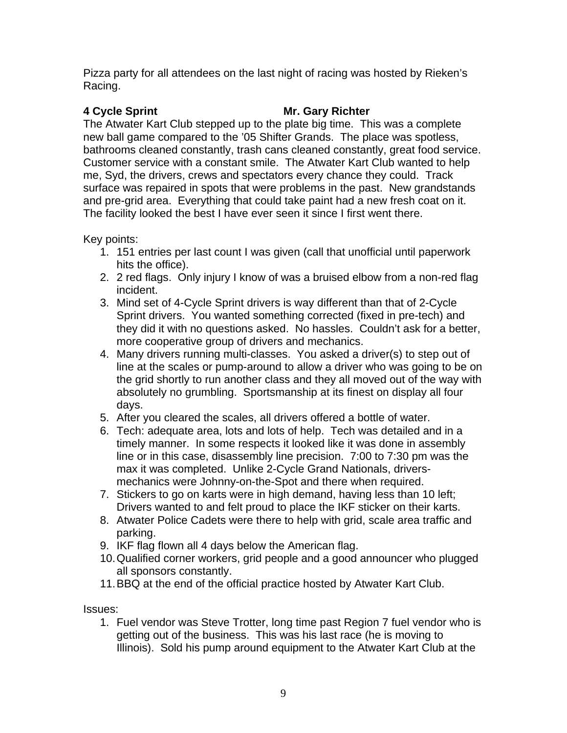Pizza party for all attendees on the last night of racing was hosted by Rieken's Racing.

**4 Cycle Sprint** **Mr. Gary Richter**

The Atwater Kart Club stepped up to the plate big time. This was a complete new ball game compared to the '05 Shifter Grands. The place was spotless, bathrooms cleaned constantly, trash cans cleaned constantly, great food service. Customer service with a constant smile. The Atwater Kart Club wanted to help me, Syd, the drivers, crews and spectators every chance they could. Track surface was repaired in spots that were problems in the past. New grandstands and pre-grid area. Everything that could take paint had a new fresh coat on it. The facility looked the best I have ever seen it since I first went there.

Key points:

1. 151 entries per last count I was given (call that unofficial until paperwork hits the office).
2. 2 red flags. Only injury I know of was a bruised elbow from a non-red flag incident.
3. Mind set of 4-Cycle Sprint drivers is way different than that of 2-Cycle Sprint drivers. You wanted something corrected (fixed in pre-tech) and they did it with no questions asked. No hassles. Couldn't ask for a better, more cooperative group of drivers and mechanics.
4. Many drivers running multi-classes. You asked a driver(s) to step out of line at the scales or pump-around to allow a driver who was going to be on the grid shortly to run another class and they all moved out of the way with absolutely no grumbling. Sportsmanship at its finest on display all four days.
5. After you cleared the scales, all drivers offered a bottle of water.
6. Tech: adequate area, lots and lots of help. Tech was detailed and in a timely manner. In some respects it looked like it was done in assembly line or in this case, disassembly line precision. 7:00 to 7:30 pm was the max it was completed. Unlike 2-Cycle Grand Nationals, drivers-mechanics were Johnny-on-the-Spot and there when required.
7. Stickers to go on karts were in high demand, having less than 10 left; Drivers wanted to and felt proud to place the IKF sticker on their karts.
8. Atwater Police Cadets were there to help with grid, scale area traffic and parking.
9. IKF flag flown all 4 days below the American flag.
10. Qualified corner workers, grid people and a good announcer who plugged all sponsors constantly.
11. BBQ at the end of the official practice hosted by Atwater Kart Club.

Issues:

1. Fuel vendor was Steve Trotter, long time past Region 7 fuel vendor who is getting out of the business. This was his last race (he is moving to Illinois). Sold his pump around equipment to the Atwater Kart Club at the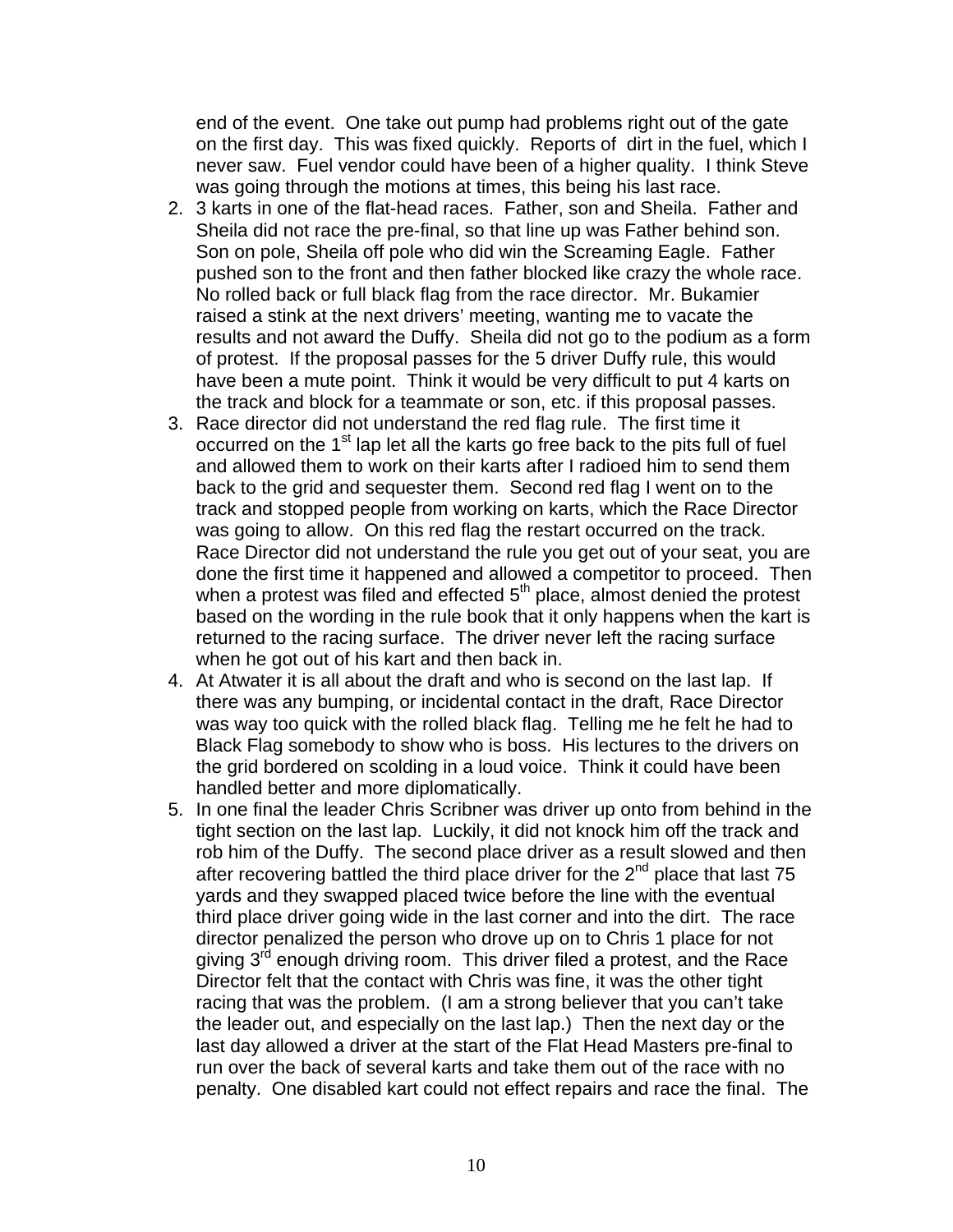end of the event. One take out pump had problems right out of the gate on the first day. This was fixed quickly. Reports of dirt in the fuel, which I never saw. Fuel vendor could have been of a higher quality. I think Steve was going through the motions at times, this being his last race.

2. 3 karts in one of the flat-head races. Father, son and Sheila. Father and Sheila did not race the pre-final, so that line up was Father behind son. Son on pole, Sheila off pole who did win the Screaming Eagle. Father pushed son to the front and then father blocked like crazy the whole race. No rolled back or full black flag from the race director. Mr. Bukamier raised a stink at the next drivers' meeting, wanting me to vacate the results and not award the Duffy. Sheila did not go to the podium as a form of protest. If the proposal passes for the 5 driver Duffy rule, this would have been a mute point. Think it would be very difficult to put 4 karts on the track and block for a teammate or son, etc. if this proposal passes.
3. Race director did not understand the red flag rule. The first time it occurred on the 1st lap let all the karts go free back to the pits full of fuel and allowed them to work on their karts after I radioed him to send them back to the grid and sequester them. Second red flag I went on to the track and stopped people from working on karts, which the Race Director was going to allow. On this red flag the restart occurred on the track. Race Director did not understand the rule you get out of your seat, you are done the first time it happened and allowed a competitor to proceed. Then when a protest was filed and effected 5th place, almost denied the protest based on the wording in the rule book that it only happens when the kart is returned to the racing surface. The driver never left the racing surface when he got out of his kart and then back in.
4. At Atwater it is all about the draft and who is second on the last lap. If there was any bumping, or incidental contact in the draft, Race Director was way too quick with the rolled black flag. Telling me he felt he had to Black Flag somebody to show who is boss. His lectures to the drivers on the grid bordered on scolding in a loud voice. Think it could have been handled better and more diplomatically.
5. In one final the leader Chris Scribner was driver up onto from behind in the tight section on the last lap. Luckily, it did not knock him off the track and rob him of the Duffy. The second place driver as a result slowed and then after recovering battled the third place driver for the 2nd place that last 75 yards and they swapped placed twice before the line with the eventual third place driver going wide in the last corner and into the dirt. The race director penalized the person who drove up on to Chris 1 place for not giving 3rd enough driving room. This driver filed a protest, and the Race Director felt that the contact with Chris was fine, it was the other tight racing that was the problem. (I am a strong believer that you can't take the leader out, and especially on the last lap.) Then the next day or the last day allowed a driver at the start of the Flat Head Masters pre-final to run over the back of several karts and take them out of the race with no penalty. One disabled kart could not effect repairs and race the final. The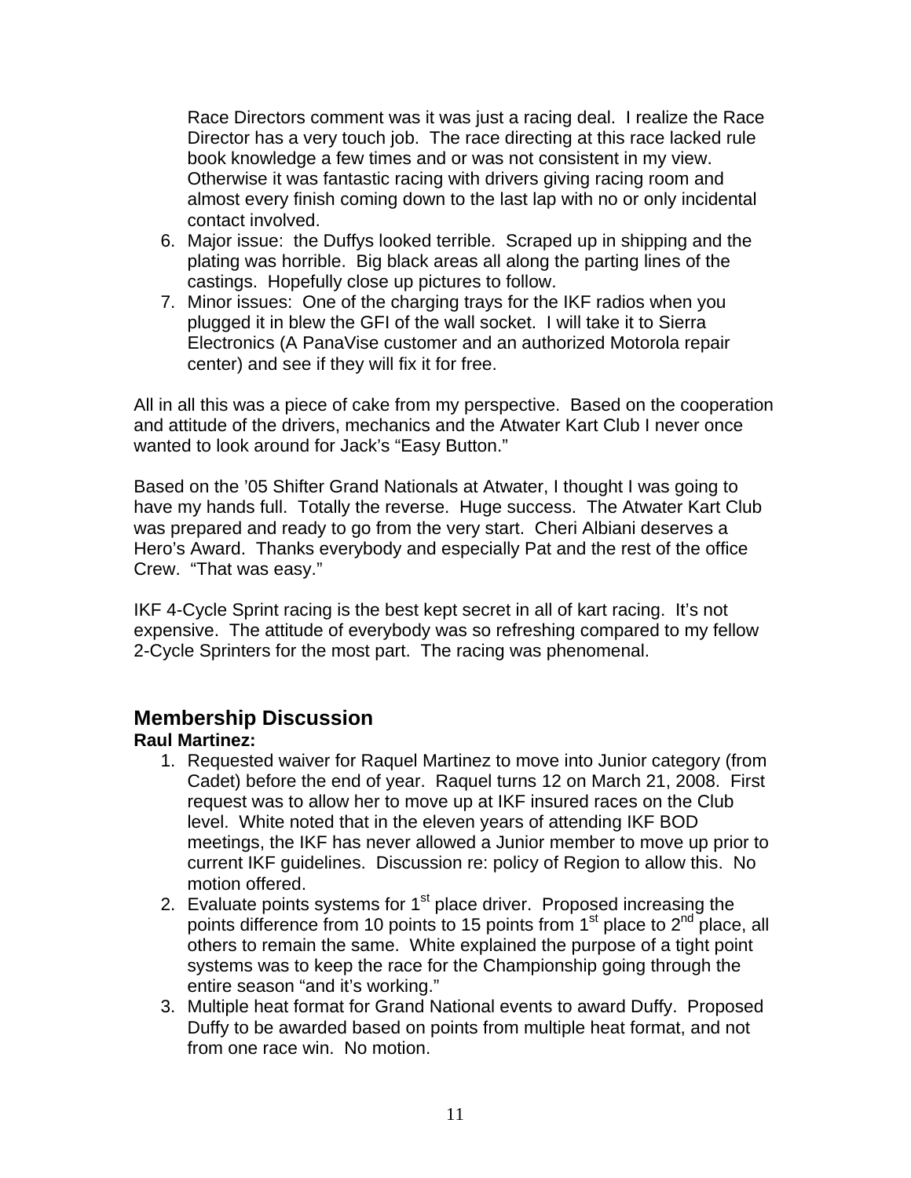Race Directors comment was it was just a racing deal. I realize the Race Director has a very touch job. The race directing at this race lacked rule book knowledge a few times and or was not consistent in my view. Otherwise it was fantastic racing with drivers giving racing room and almost every finish coming down to the last lap with no or only incidental contact involved.

6. Major issue: the Duffys looked terrible. Scraped up in shipping and the plating was horrible. Big black areas all along the parting lines of the castings. Hopefully close up pictures to follow.
7. Minor issues: One of the charging trays for the IKF radios when you plugged it in blew the GFI of the wall socket. I will take it to Sierra Electronics (A PanaVise customer and an authorized Motorola repair center) and see if they will fix it for free.

All in all this was a piece of cake from my perspective. Based on the cooperation and attitude of the drivers, mechanics and the Atwater Kart Club I never once wanted to look around for Jack's "Easy Button."

Based on the '05 Shifter Grand Nationals at Atwater, I thought I was going to have my hands full. Totally the reverse. Huge success. The Atwater Kart Club was prepared and ready to go from the very start. Cheri Albiani deserves a Hero's Award. Thanks everybody and especially Pat and the rest of the office Crew. "That was easy."

IKF 4-Cycle Sprint racing is the best kept secret in all of kart racing. It's not expensive. The attitude of everybody was so refreshing compared to my fellow 2-Cycle Sprinters for the most part. The racing was phenomenal.

## Membership Discussion

**Raul Martinez:**

1. Requested waiver for Raquel Martinez to move into Junior category (from Cadet) before the end of year. Raquel turns 12 on March 21, 2008. First request was to allow her to move up at IKF insured races on the Club level. White noted that in the eleven years of attending IKF BOD meetings, the IKF has never allowed a Junior member to move up prior to current IKF guidelines. Discussion re: policy of Region to allow this. No motion offered.
2. Evaluate points systems for 1st place driver. Proposed increasing the points difference from 10 points to 15 points from 1st place to 2nd place, all others to remain the same. White explained the purpose of a tight point systems was to keep the race for the Championship going through the entire season "and it's working."
3. Multiple heat format for Grand National events to award Duffy. Proposed Duffy to be awarded based on points from multiple heat format, and not from one race win. No motion.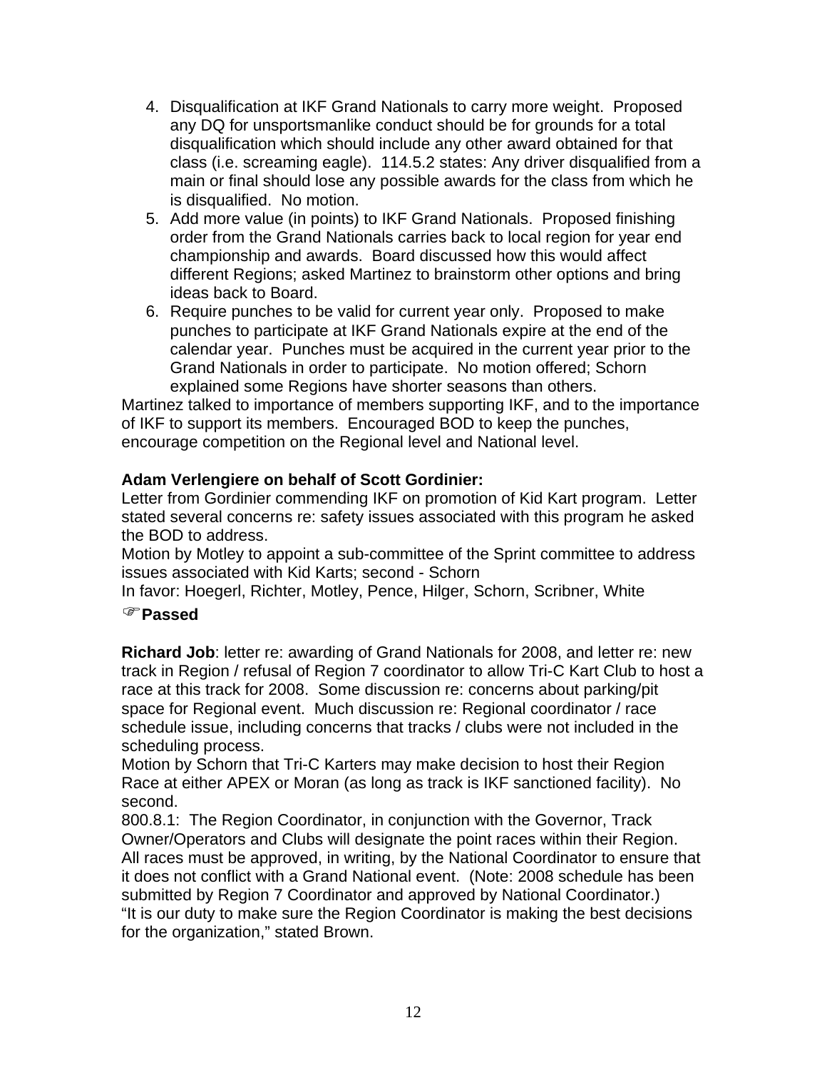4. Disqualification at IKF Grand Nationals to carry more weight. Proposed any DQ for unsportsmanlike conduct should be for grounds for a total disqualification which should include any other award obtained for that class (i.e. screaming eagle). 114.5.2 states: Any driver disqualified from a main or final should lose any possible awards for the class from which he is disqualified. No motion.
5. Add more value (in points) to IKF Grand Nationals. Proposed finishing order from the Grand Nationals carries back to local region for year end championship and awards. Board discussed how this would affect different Regions; asked Martinez to brainstorm other options and bring ideas back to Board.
6. Require punches to be valid for current year only. Proposed to make punches to participate at IKF Grand Nationals expire at the end of the calendar year. Punches must be acquired in the current year prior to the Grand Nationals in order to participate. No motion offered; Schorn explained some Regions have shorter seasons than others.

Martinez talked to importance of members supporting IKF, and to the importance of IKF to support its members. Encouraged BOD to keep the punches, encourage competition on the Regional level and National level.

**Adam Verlengiere on behalf of Scott Gordinier:**
Letter from Gordinier commending IKF on promotion of Kid Kart program. Letter stated several concerns re: safety issues associated with this program he asked the BOD to address.
Motion by Motley to appoint a sub-committee of the Sprint committee to address issues associated with Kid Karts; second - Schorn
In favor: Hoegerl, Richter, Motley, Pence, Hilger, Schorn, Scribner, White

☞**Passed**

**Richard Job**: letter re: awarding of Grand Nationals for 2008, and letter re: new track in Region / refusal of Region 7 coordinator to allow Tri-C Kart Club to host a race at this track for 2008. Some discussion re: concerns about parking/pit space for Regional event. Much discussion re: Regional coordinator / race schedule issue, including concerns that tracks / clubs were not included in the scheduling process.
Motion by Schorn that Tri-C Karters may make decision to host their Region Race at either APEX or Moran (as long as track is IKF sanctioned facility). No second.
800.8.1: The Region Coordinator, in conjunction with the Governor, Track Owner/Operators and Clubs will designate the point races within their Region. All races must be approved, in writing, by the National Coordinator to ensure that it does not conflict with a Grand National event. (Note: 2008 schedule has been submitted by Region 7 Coordinator and approved by National Coordinator.)
"It is our duty to make sure the Region Coordinator is making the best decisions for the organization," stated Brown.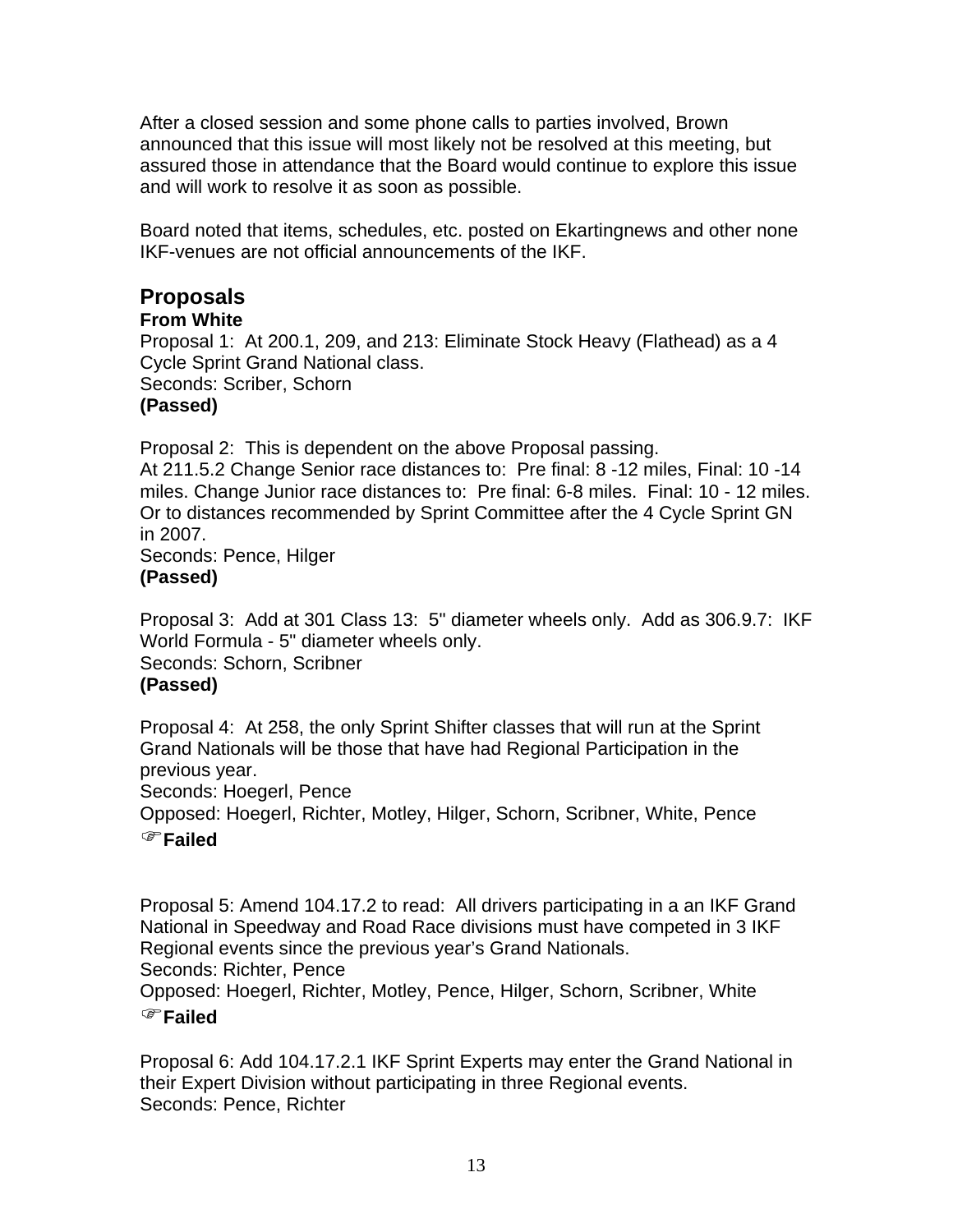After a closed session and some phone calls to parties involved, Brown announced that this issue will most likely not be resolved at this meeting, but assured those in attendance that the Board would continue to explore this issue and will work to resolve it as soon as possible.

Board noted that items, schedules, etc. posted on Ekartingnews and other none IKF-venues are not official announcements of the IKF.

## Proposals

**From White**

Proposal 1: At 200.1, 209, and 213: Eliminate Stock Heavy (Flathead) as a 4 Cycle Sprint Grand National class.
Seconds: Scriber, Schorn
**(Passed)**

Proposal 2: This is dependent on the above Proposal passing.
At 211.5.2 Change Senior race distances to: Pre final: 8 -12 miles, Final: 10 -14 miles. Change Junior race distances to: Pre final: 6-8 miles. Final: 10 - 12 miles. Or to distances recommended by Sprint Committee after the 4 Cycle Sprint GN in 2007.
Seconds: Pence, Hilger
**(Passed)**

Proposal 3: Add at 301 Class 13: 5" diameter wheels only. Add as 306.9.7: IKF World Formula - 5" diameter wheels only.
Seconds: Schorn, Scribner
**(Passed)**

Proposal 4: At 258, the only Sprint Shifter classes that will run at the Sprint Grand Nationals will be those that have had Regional Participation in the previous year.
Seconds: Hoegerl, Pence
Opposed: Hoegerl, Richter, Motley, Hilger, Schorn, Scribner, White, Pence
☞**Failed**

Proposal 5: Amend 104.17.2 to read: All drivers participating in a an IKF Grand National in Speedway and Road Race divisions must have competed in 3 IKF Regional events since the previous year's Grand Nationals.
Seconds: Richter, Pence
Opposed: Hoegerl, Richter, Motley, Pence, Hilger, Schorn, Scribner, White
☞**Failed**

Proposal 6: Add 104.17.2.1 IKF Sprint Experts may enter the Grand National in their Expert Division without participating in three Regional events.
Seconds: Pence, Richter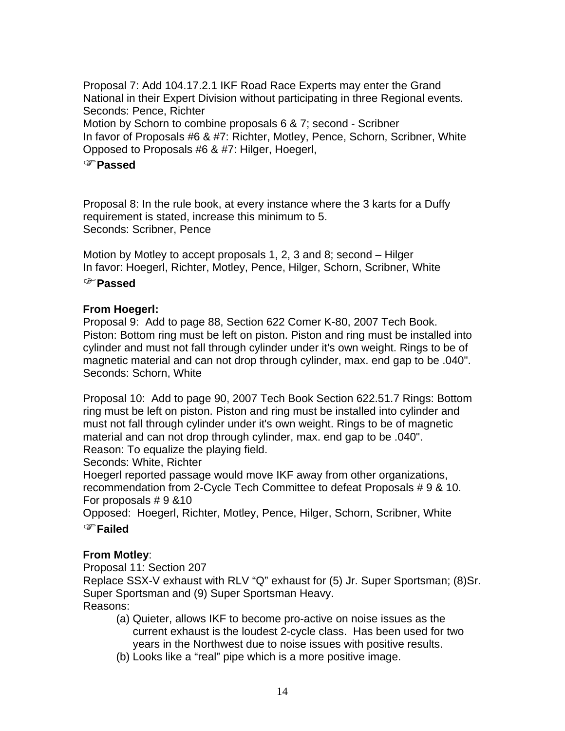Proposal 7: Add 104.17.2.1 IKF Road Race Experts may enter the Grand National in their Expert Division without participating in three Regional events.
Seconds: Pence, Richter
Motion by Schorn to combine proposals 6 & 7; second - Scribner
In favor of Proposals #6 & #7: Richter, Motley, Pence, Schorn, Scribner, White
Opposed to Proposals #6 & #7: Hilger, Hoegerl,

☞**Passed**

Proposal 8: In the rule book, at every instance where the 3 karts for a Duffy requirement is stated, increase this minimum to 5.
Seconds: Scribner, Pence

Motion by Motley to accept proposals 1, 2, 3 and 8; second – Hilger
In favor: Hoegerl, Richter, Motley, Pence, Hilger, Schorn, Scribner, White

☞**Passed**

**From Hoegerl:**
Proposal 9: Add to page 88, Section 622 Comer K-80, 2007 Tech Book. Piston: Bottom ring must be left on piston. Piston and ring must be installed into cylinder and must not fall through cylinder under it's own weight. Rings to be of magnetic material and can not drop through cylinder, max. end gap to be .040".
Seconds: Schorn, White

Proposal 10: Add to page 90, 2007 Tech Book Section 622.51.7 Rings: Bottom ring must be left on piston. Piston and ring must be installed into cylinder and must not fall through cylinder under it's own weight. Rings to be of magnetic material and can not drop through cylinder, max. end gap to be .040".
Reason: To equalize the playing field.
Seconds: White, Richter
Hoegerl reported passage would move IKF away from other organizations, recommendation from 2-Cycle Tech Committee to defeat Proposals # 9 & 10.
For proposals # 9 &10
Opposed: Hoegerl, Richter, Motley, Pence, Hilger, Schorn, Scribner, White

☞**Failed**

**From Motley**:
Proposal 11: Section 207
Replace SSX-V exhaust with RLV "Q" exhaust for (5) Jr. Super Sportsman; (8)Sr. Super Sportsman and (9) Super Sportsman Heavy.
Reasons:

(a) Quieter, allows IKF to become pro-active on noise issues as the current exhaust is the loudest 2-cycle class. Has been used for two years in the Northwest due to noise issues with positive results.
(b) Looks like a "real" pipe which is a more positive image.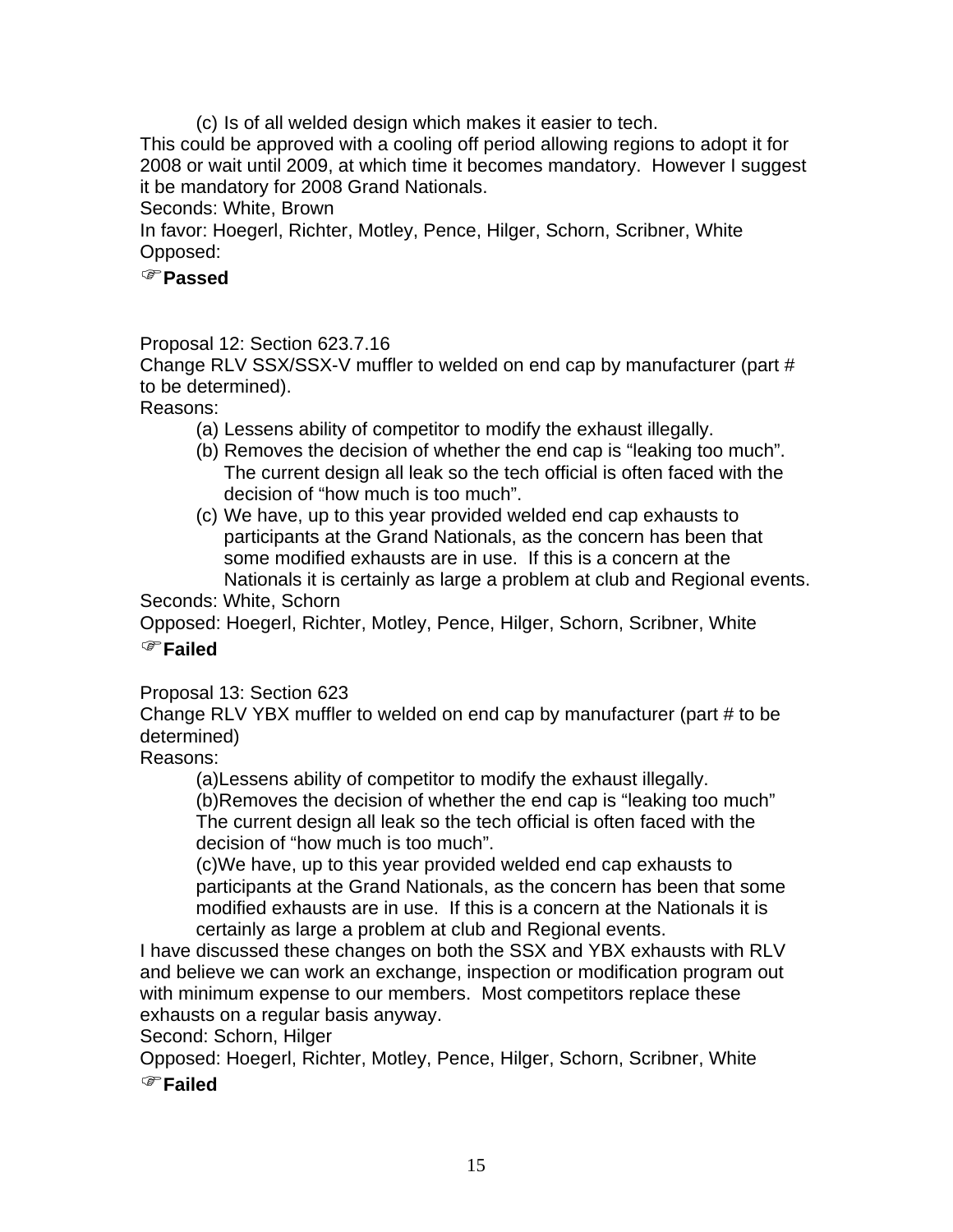(c) Is of all welded design which makes it easier to tech.

This could be approved with a cooling off period allowing regions to adopt it for 2008 or wait until 2009, at which time it becomes mandatory. However I suggest it be mandatory for 2008 Grand Nationals.

Seconds: White, Brown

In favor: Hoegerl, Richter, Motley, Pence, Hilger, Schorn, Scribner, White

Opposed:

☞**Passed**

Proposal 12: Section 623.7.16

Change RLV SSX/SSX-V muffler to welded on end cap by manufacturer (part # to be determined).

Reasons:

(a) Lessens ability of competitor to modify the exhaust illegally.

(b) Removes the decision of whether the end cap is "leaking too much". The current design all leak so the tech official is often faced with the decision of "how much is too much".

(c) We have, up to this year provided welded end cap exhausts to participants at the Grand Nationals, as the concern has been that some modified exhausts are in use. If this is a concern at the Nationals it is certainly as large a problem at club and Regional events.

Seconds: White, Schorn

Opposed: Hoegerl, Richter, Motley, Pence, Hilger, Schorn, Scribner, White

☞**Failed**

Proposal 13: Section 623

Change RLV YBX muffler to welded on end cap by manufacturer (part # to be determined)

Reasons:

(a)Lessens ability of competitor to modify the exhaust illegally.

(b)Removes the decision of whether the end cap is "leaking too much" The current design all leak so the tech official is often faced with the decision of "how much is too much".

(c)We have, up to this year provided welded end cap exhausts to participants at the Grand Nationals, as the concern has been that some modified exhausts are in use. If this is a concern at the Nationals it is certainly as large a problem at club and Regional events.

I have discussed these changes on both the SSX and YBX exhausts with RLV and believe we can work an exchange, inspection or modification program out with minimum expense to our members. Most competitors replace these exhausts on a regular basis anyway.

Second: Schorn, Hilger

Opposed: Hoegerl, Richter, Motley, Pence, Hilger, Schorn, Scribner, White

☞**Failed**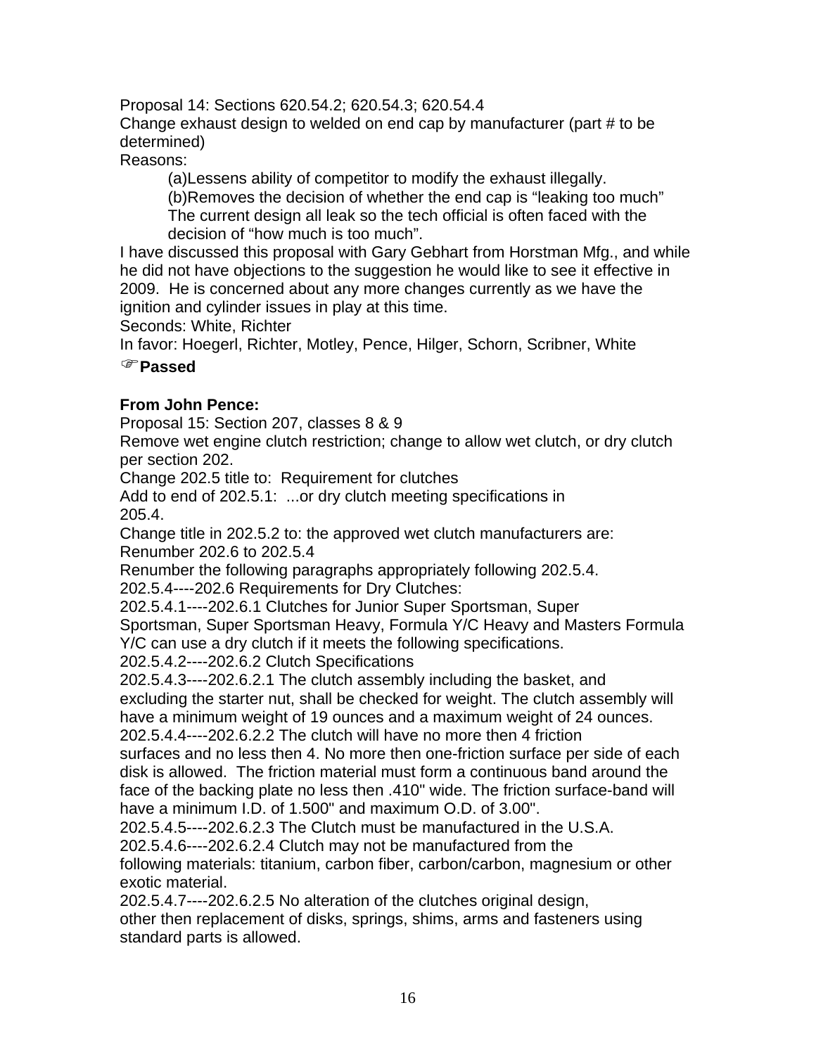Proposal 14: Sections 620.54.2; 620.54.3; 620.54.4

Change exhaust design to welded on end cap by manufacturer (part # to be determined)

Reasons:

(a)Lessens ability of competitor to modify the exhaust illegally.

(b)Removes the decision of whether the end cap is "leaking too much" The current design all leak so the tech official is often faced with the decision of "how much is too much".

I have discussed this proposal with Gary Gebhart from Horstman Mfg., and while he did not have objections to the suggestion he would like to see it effective in 2009. He is concerned about any more changes currently as we have the ignition and cylinder issues in play at this time.

Seconds: White, Richter

In favor: Hoegerl, Richter, Motley, Pence, Hilger, Schorn, Scribner, White

☞**Passed**

**From John Pence:**

Proposal 15: Section 207, classes 8 & 9

Remove wet engine clutch restriction; change to allow wet clutch, or dry clutch per section 202.

Change 202.5 title to: Requirement for clutches

Add to end of 202.5.1: ...or dry clutch meeting specifications in 205.4.

Change title in 202.5.2 to: the approved wet clutch manufacturers are:

Renumber 202.6 to 202.5.4

Renumber the following paragraphs appropriately following 202.5.4.

202.5.4----202.6 Requirements for Dry Clutches:

202.5.4.1----202.6.1 Clutches for Junior Super Sportsman, Super Sportsman, Super Sportsman Heavy, Formula Y/C Heavy and Masters Formula Y/C can use a dry clutch if it meets the following specifications.

202.5.4.2----202.6.2 Clutch Specifications

202.5.4.3----202.6.2.1 The clutch assembly including the basket, and excluding the starter nut, shall be checked for weight. The clutch assembly will have a minimum weight of 19 ounces and a maximum weight of 24 ounces.

202.5.4.4----202.6.2.2 The clutch will have no more then 4 friction surfaces and no less then 4. No more then one-friction surface per side of each disk is allowed. The friction material must form a continuous band around the face of the backing plate no less then .410" wide. The friction surface-band will have a minimum I.D. of 1.500" and maximum O.D. of 3.00".

202.5.4.5----202.6.2.3 The Clutch must be manufactured in the U.S.A.

202.5.4.6----202.6.2.4 Clutch may not be manufactured from the following materials: titanium, carbon fiber, carbon/carbon, magnesium or other exotic material.

202.5.4.7----202.6.2.5 No alteration of the clutches original design, other then replacement of disks, springs, shims, arms and fasteners using standard parts is allowed.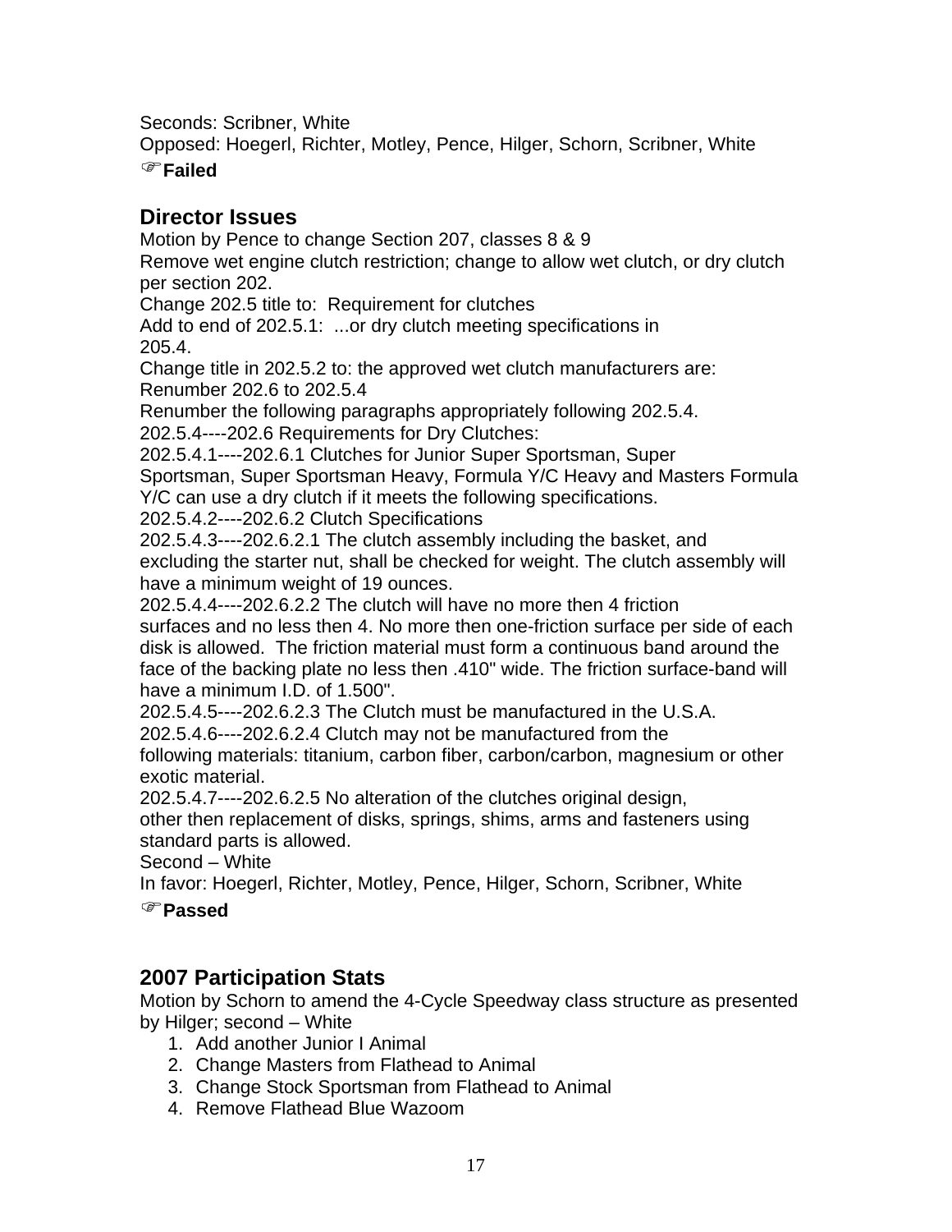Seconds: Scribner, White
Opposed: Hoegerl, Richter, Motley, Pence, Hilger, Schorn, Scribner, White
☞**Failed**

## Director Issues

Motion by Pence to change Section 207, classes 8 & 9
Remove wet engine clutch restriction; change to allow wet clutch, or dry clutch per section 202.
Change 202.5 title to: Requirement for clutches
Add to end of 202.5.1: ...or dry clutch meeting specifications in 205.4.
Change title in 202.5.2 to: the approved wet clutch manufacturers are:
Renumber 202.6 to 202.5.4
Renumber the following paragraphs appropriately following 202.5.4.
202.5.4----202.6 Requirements for Dry Clutches:
202.5.4.1----202.6.1 Clutches for Junior Super Sportsman, Super Sportsman, Super Sportsman Heavy, Formula Y/C Heavy and Masters Formula Y/C can use a dry clutch if it meets the following specifications.
202.5.4.2----202.6.2 Clutch Specifications
202.5.4.3----202.6.2.1 The clutch assembly including the basket, and excluding the starter nut, shall be checked for weight. The clutch assembly will have a minimum weight of 19 ounces.
202.5.4.4----202.6.2.2 The clutch will have no more then 4 friction surfaces and no less then 4. No more then one-friction surface per side of each disk is allowed. The friction material must form a continuous band around the face of the backing plate no less then .410" wide. The friction surface-band will have a minimum I.D. of 1.500".
202.5.4.5----202.6.2.3 The Clutch must be manufactured in the U.S.A.
202.5.4.6----202.6.2.4 Clutch may not be manufactured from the following materials: titanium, carbon fiber, carbon/carbon, magnesium or other exotic material.
202.5.4.7----202.6.2.5 No alteration of the clutches original design, other then replacement of disks, springs, shims, arms and fasteners using standard parts is allowed.
Second – White
In favor: Hoegerl, Richter, Motley, Pence, Hilger, Schorn, Scribner, White
☞**Passed**

## 2007 Participation Stats

Motion by Schorn to amend the 4-Cycle Speedway class structure as presented by Hilger; second – White

1. Add another Junior I Animal
2. Change Masters from Flathead to Animal
3. Change Stock Sportsman from Flathead to Animal
4. Remove Flathead Blue Wazoom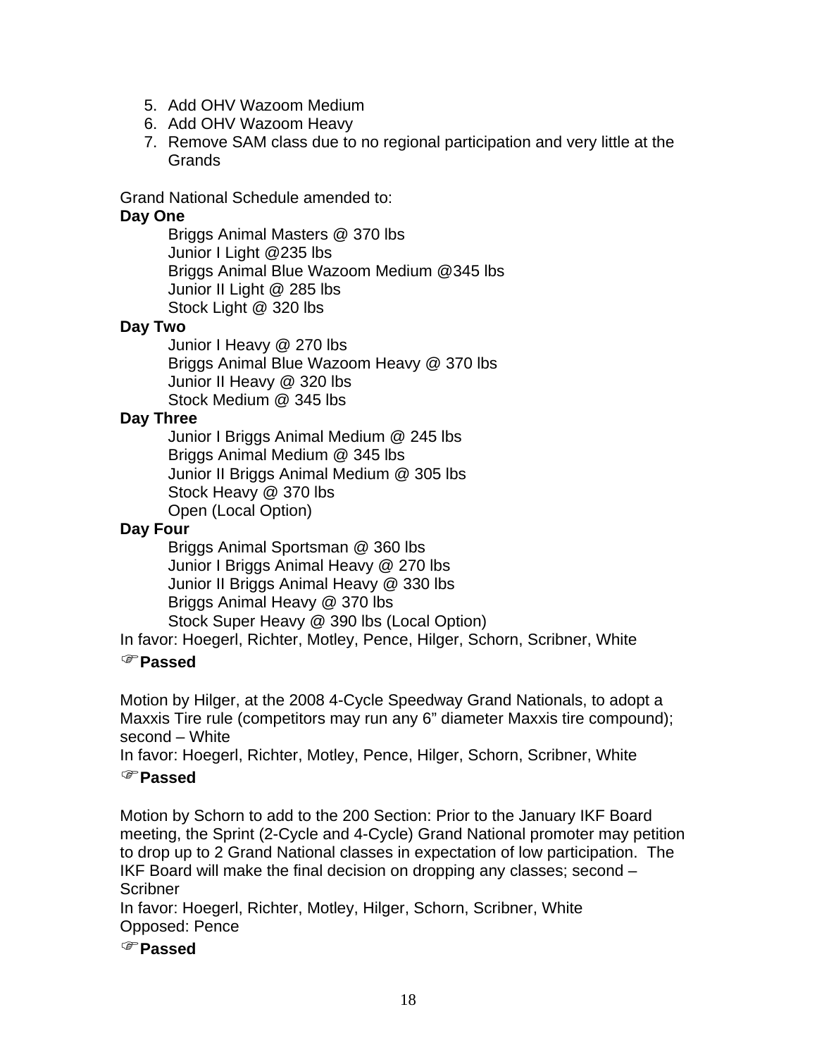5. Add OHV Wazoom Medium
6. Add OHV Wazoom Heavy
7. Remove SAM class due to no regional participation and very little at the Grands

Grand National Schedule amended to:

**Day One**

Briggs Animal Masters @ 370 lbs
Junior I Light @235 lbs
Briggs Animal Blue Wazoom Medium @345 lbs
Junior II Light @ 285 lbs
Stock Light @ 320 lbs

**Day Two**

Junior I Heavy @ 270 lbs
Briggs Animal Blue Wazoom Heavy @ 370 lbs
Junior II Heavy @ 320 lbs
Stock Medium @ 345 lbs

**Day Three**

Junior I Briggs Animal Medium @ 245 lbs
Briggs Animal Medium @ 345 lbs
Junior II Briggs Animal Medium @ 305 lbs
Stock Heavy @ 370 lbs
Open (Local Option)

**Day Four**

Briggs Animal Sportsman @ 360 lbs
Junior I Briggs Animal Heavy @ 270 lbs
Junior II Briggs Animal Heavy @ 330 lbs
Briggs Animal Heavy @ 370 lbs
Stock Super Heavy @ 390 lbs (Local Option)

In favor: Hoegerl, Richter, Motley, Pence, Hilger, Schorn, Scribner, White

☞**Passed**

Motion by Hilger, at the 2008 4-Cycle Speedway Grand Nationals, to adopt a Maxxis Tire rule (competitors may run any 6" diameter Maxxis tire compound); second – White

In favor: Hoegerl, Richter, Motley, Pence, Hilger, Schorn, Scribner, White

☞**Passed**

Motion by Schorn to add to the 200 Section: Prior to the January IKF Board meeting, the Sprint (2-Cycle and 4-Cycle) Grand National promoter may petition to drop up to 2 Grand National classes in expectation of low participation. The IKF Board will make the final decision on dropping any classes; second – Scribner

In favor: Hoegerl, Richter, Motley, Hilger, Schorn, Scribner, White
Opposed: Pence

☞**Passed**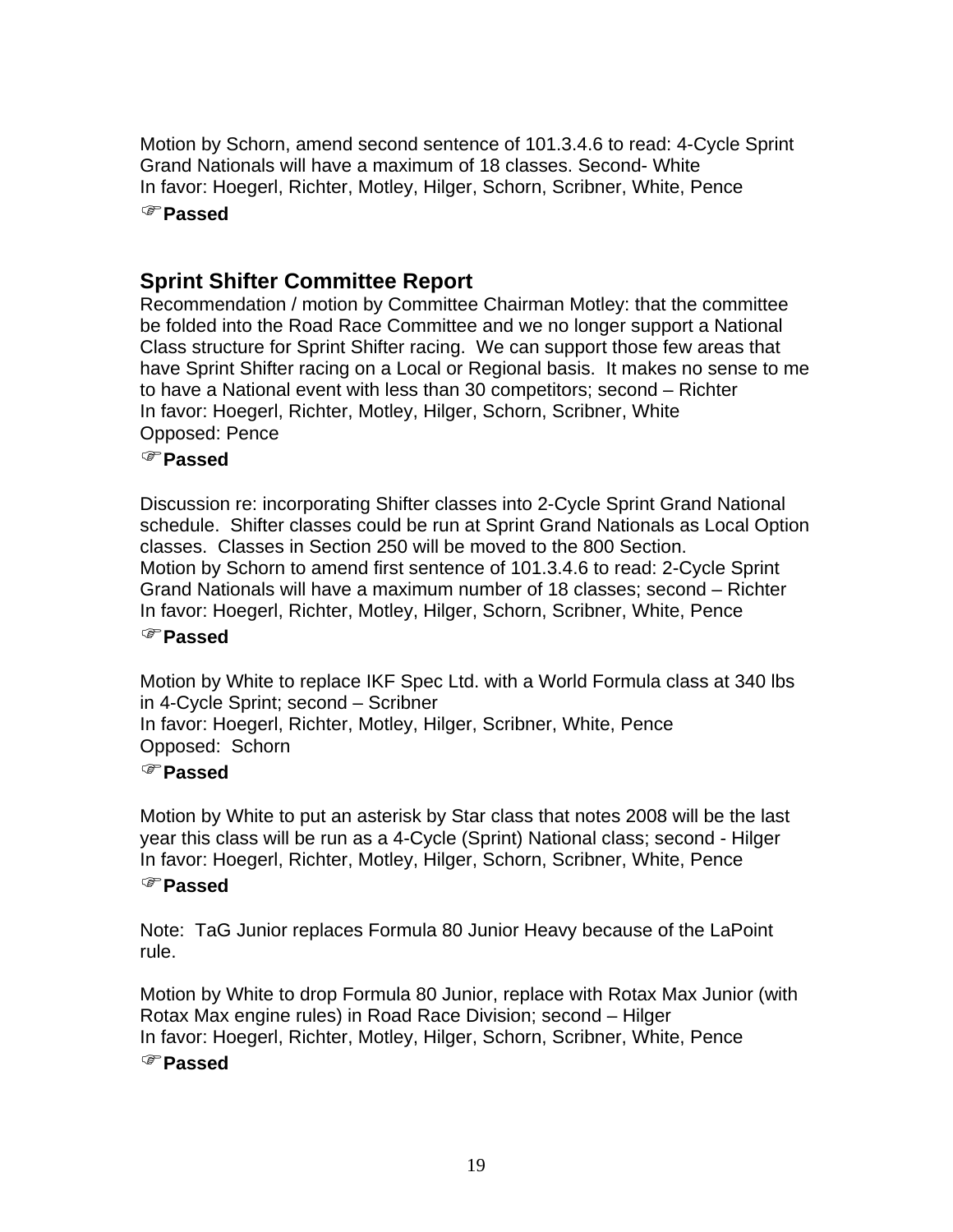Motion by Schorn, amend second sentence of 101.3.4.6 to read: 4-Cycle Sprint Grand Nationals will have a maximum of 18 classes. Second- White
In favor: Hoegerl, Richter, Motley, Hilger, Schorn, Scribner, White, Pence

☞**Passed**

## Sprint Shifter Committee Report

Recommendation / motion by Committee Chairman Motley: that the committee be folded into the Road Race Committee and we no longer support a National Class structure for Sprint Shifter racing. We can support those few areas that have Sprint Shifter racing on a Local or Regional basis. It makes no sense to me to have a National event with less than 30 competitors; second – Richter
In favor: Hoegerl, Richter, Motley, Hilger, Schorn, Scribner, White
Opposed: Pence

☞**Passed**

Discussion re: incorporating Shifter classes into 2-Cycle Sprint Grand National schedule. Shifter classes could be run at Sprint Grand Nationals as Local Option classes. Classes in Section 250 will be moved to the 800 Section.
Motion by Schorn to amend first sentence of 101.3.4.6 to read: 2-Cycle Sprint Grand Nationals will have a maximum number of 18 classes; second – Richter
In favor: Hoegerl, Richter, Motley, Hilger, Schorn, Scribner, White, Pence

☞**Passed**

Motion by White to replace IKF Spec Ltd. with a World Formula class at 340 lbs in 4-Cycle Sprint; second – Scribner
In favor: Hoegerl, Richter, Motley, Hilger, Scribner, White, Pence
Opposed: Schorn

☞**Passed**

Motion by White to put an asterisk by Star class that notes 2008 will be the last year this class will be run as a 4-Cycle (Sprint) National class; second - Hilger
In favor: Hoegerl, Richter, Motley, Hilger, Schorn, Scribner, White, Pence

☞**Passed**

Note: TaG Junior replaces Formula 80 Junior Heavy because of the LaPoint rule.

Motion by White to drop Formula 80 Junior, replace with Rotax Max Junior (with Rotax Max engine rules) in Road Race Division; second – Hilger
In favor: Hoegerl, Richter, Motley, Hilger, Schorn, Scribner, White, Pence

☞**Passed**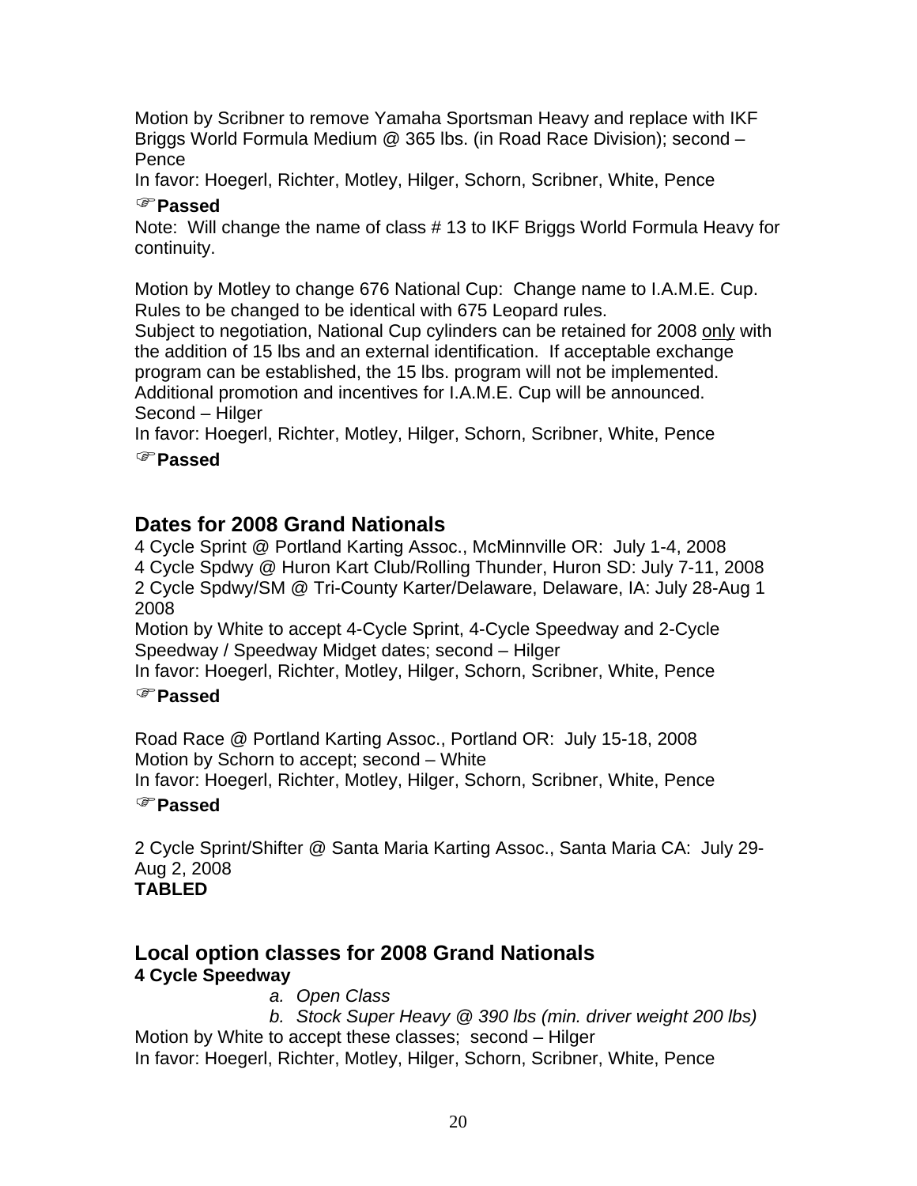Motion by Scribner to remove Yamaha Sportsman Heavy and replace with IKF Briggs World Formula Medium @ 365 lbs. (in Road Race Division); second – Pence

In favor: Hoegerl, Richter, Motley, Hilger, Schorn, Scribner, White, Pence

☞**Passed**

Note: Will change the name of class # 13 to IKF Briggs World Formula Heavy for continuity.

Motion by Motley to change 676 National Cup: Change name to I.A.M.E. Cup. Rules to be changed to be identical with 675 Leopard rules.

Subject to negotiation, National Cup cylinders can be retained for 2008 only with the addition of 15 lbs and an external identification. If acceptable exchange program can be established, the 15 lbs. program will not be implemented. Additional promotion and incentives for I.A.M.E. Cup will be announced.

Second – Hilger

In favor: Hoegerl, Richter, Motley, Hilger, Schorn, Scribner, White, Pence

☞**Passed**

## Dates for 2008 Grand Nationals

4 Cycle Sprint @ Portland Karting Assoc., McMinnville OR: July 1-4, 2008

4 Cycle Spdwy @ Huron Kart Club/Rolling Thunder, Huron SD: July 7-11, 2008

2 Cycle Spdwy/SM @ Tri-County Karter/Delaware, Delaware, IA: July 28-Aug 1 2008

Motion by White to accept 4-Cycle Sprint, 4-Cycle Speedway and 2-Cycle Speedway / Speedway Midget dates; second – Hilger

In favor: Hoegerl, Richter, Motley, Hilger, Schorn, Scribner, White, Pence

☞**Passed**

Road Race @ Portland Karting Assoc., Portland OR: July 15-18, 2008

Motion by Schorn to accept; second – White

In favor: Hoegerl, Richter, Motley, Hilger, Schorn, Scribner, White, Pence

☞**Passed**

2 Cycle Sprint/Shifter @ Santa Maria Karting Assoc., Santa Maria CA: July 29-Aug 2, 2008

**TABLED**

## Local option classes for 2008 Grand Nationals

**4 Cycle Speedway**

*a. Open Class*

*b. Stock Super Heavy @ 390 lbs (min. driver weight 200 lbs)*

Motion by White to accept these classes; second – Hilger

In favor: Hoegerl, Richter, Motley, Hilger, Schorn, Scribner, White, Pence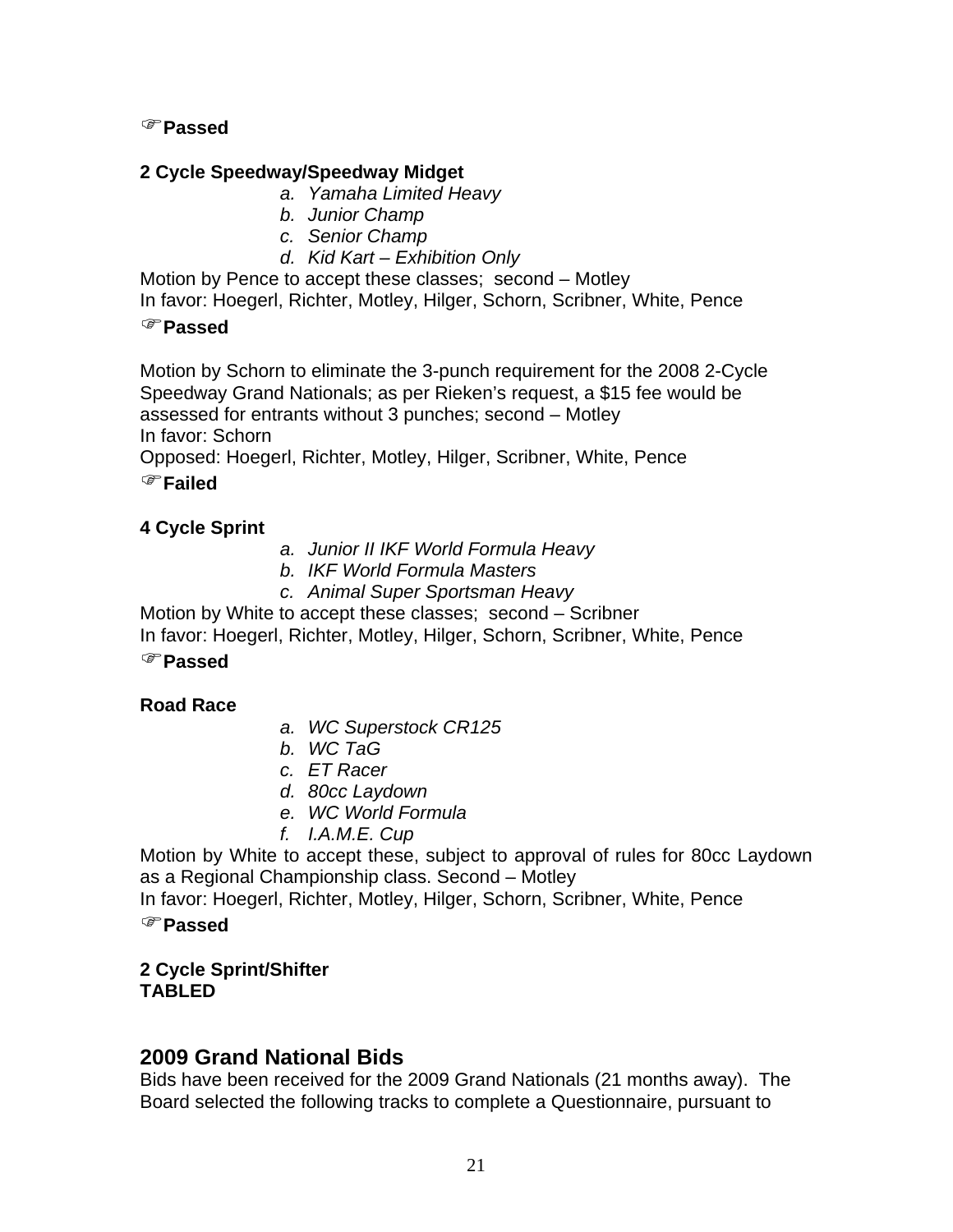☞**Passed**

**2 Cycle Speedway/Speedway Midget**

a. *Yamaha Limited Heavy*
b. *Junior Champ*
c. *Senior Champ*
d. *Kid Kart – Exhibition Only*

Motion by Pence to accept these classes; second – Motley
In favor: Hoegerl, Richter, Motley, Hilger, Schorn, Scribner, White, Pence

☞**Passed**

Motion by Schorn to eliminate the 3-punch requirement for the 2008 2-Cycle Speedway Grand Nationals; as per Rieken's request, a $15 fee would be assessed for entrants without 3 punches; second – Motley
In favor: Schorn
Opposed: Hoegerl, Richter, Motley, Hilger, Scribner, White, Pence

☞**Failed**

**4 Cycle Sprint**

a. *Junior II IKF World Formula Heavy*
b. *IKF World Formula Masters*
c. *Animal Super Sportsman Heavy*

Motion by White to accept these classes; second – Scribner
In favor: Hoegerl, Richter, Motley, Hilger, Schorn, Scribner, White, Pence

☞**Passed**

**Road Race**

a. *WC Superstock CR125*
b. *WC TaG*
c. *ET Racer*
d. *80cc Laydown*
e. *WC World Formula*
f. *I.A.M.E. Cup*

Motion by White to accept these, subject to approval of rules for 80cc Laydown as a Regional Championship class. Second – Motley
In favor: Hoegerl, Richter, Motley, Hilger, Schorn, Scribner, White, Pence

☞**Passed**

**2 Cycle Sprint/Shifter**
**TABLED**

## 2009 Grand National Bids

Bids have been received for the 2009 Grand Nationals (21 months away). The Board selected the following tracks to complete a Questionnaire, pursuant to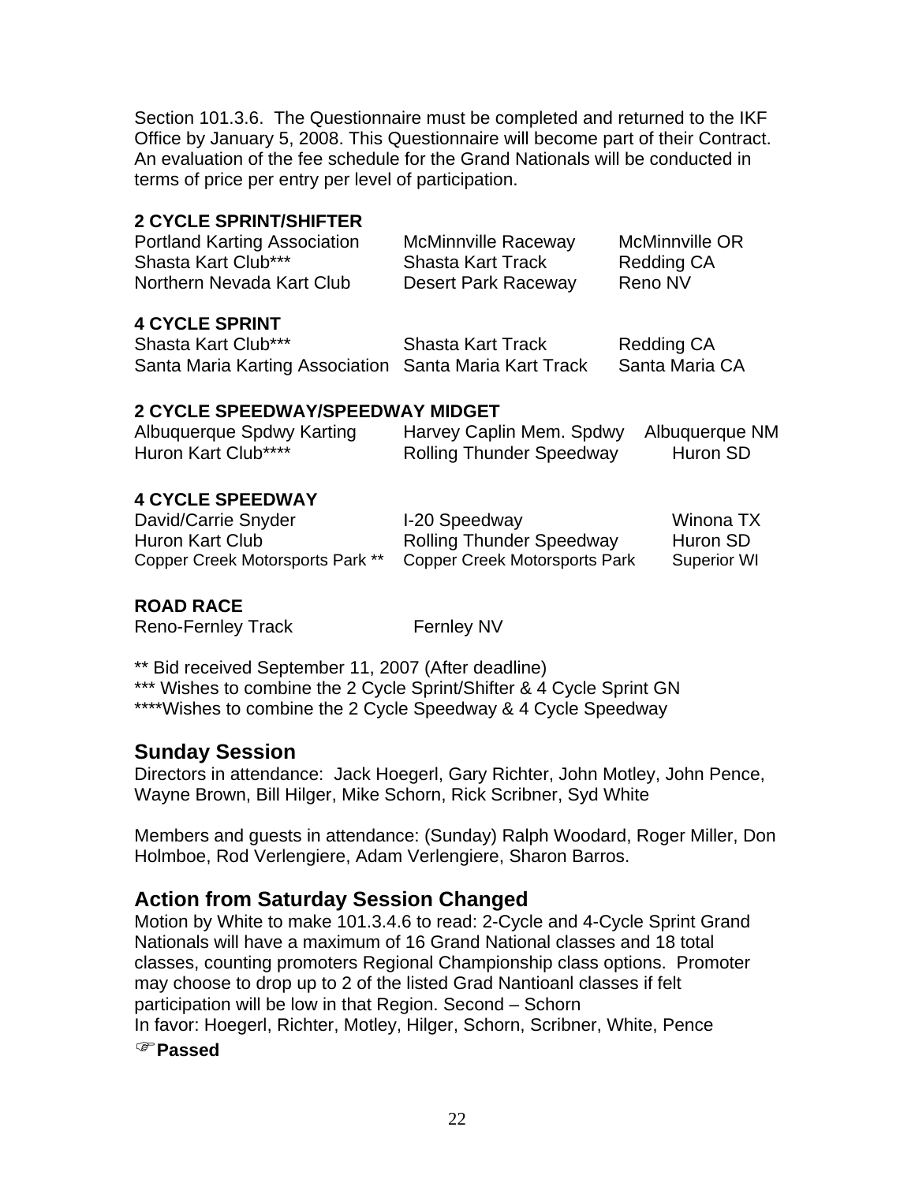Section 101.3.6. The Questionnaire must be completed and returned to the IKF Office by January 5, 2008. This Questionnaire will become part of their Contract. An evaluation of the fee schedule for the Grand Nationals will be conducted in terms of price per entry per level of participation.

**2 CYCLE SPRINT/SHIFTER**

| | | |
|---|---|---|
| Portland Karting Association | McMinnville Raceway | McMinnville OR |
| Shasta Kart Club*** | Shasta Kart Track | Redding CA |
| Northern Nevada Kart Club | Desert Park Raceway | Reno NV |

**4 CYCLE SPRINT**

| | | |
|---|---|---|
| Shasta Kart Club*** | Shasta Kart Track | Redding CA |
| Santa Maria Karting Association | Santa Maria Kart Track | Santa Maria CA |

**2 CYCLE SPEEDWAY/SPEEDWAY MIDGET**

| | | |
|---|---|---|
| Albuquerque Spdwy Karting | Harvey Caplin Mem. Spdwy | Albuquerque NM |
| Huron Kart Club**** | Rolling Thunder Speedway | Huron SD |

**4 CYCLE SPEEDWAY**

| | | |
|---|---|---|
| David/Carrie Snyder | I-20 Speedway | Winona TX |
| Huron Kart Club | Rolling Thunder Speedway | Huron SD |
| Copper Creek Motorsports Park ** | Copper Creek Motorsports Park | Superior WI |

**ROAD RACE**

Reno-Fernley Track Fernley NV

** Bid received September 11, 2007 (After deadline)
*** Wishes to combine the 2 Cycle Sprint/Shifter & 4 Cycle Sprint GN
****Wishes to combine the 2 Cycle Speedway & 4 Cycle Speedway

## Sunday Session

Directors in attendance: Jack Hoegerl, Gary Richter, John Motley, John Pence, Wayne Brown, Bill Hilger, Mike Schorn, Rick Scribner, Syd White

Members and guests in attendance: (Sunday) Ralph Woodard, Roger Miller, Don Holmboe, Rod Verlengiere, Adam Verlengiere, Sharon Barros.

## Action from Saturday Session Changed

Motion by White to make 101.3.4.6 to read: 2-Cycle and 4-Cycle Sprint Grand Nationals will have a maximum of 16 Grand National classes and 18 total classes, counting promoters Regional Championship class options. Promoter may choose to drop up to 2 of the listed Grad Nantioanl classes if felt participation will be low in that Region. Second – Schorn
In favor: Hoegerl, Richter, Motley, Hilger, Schorn, Scribner, White, Pence

☞**Passed**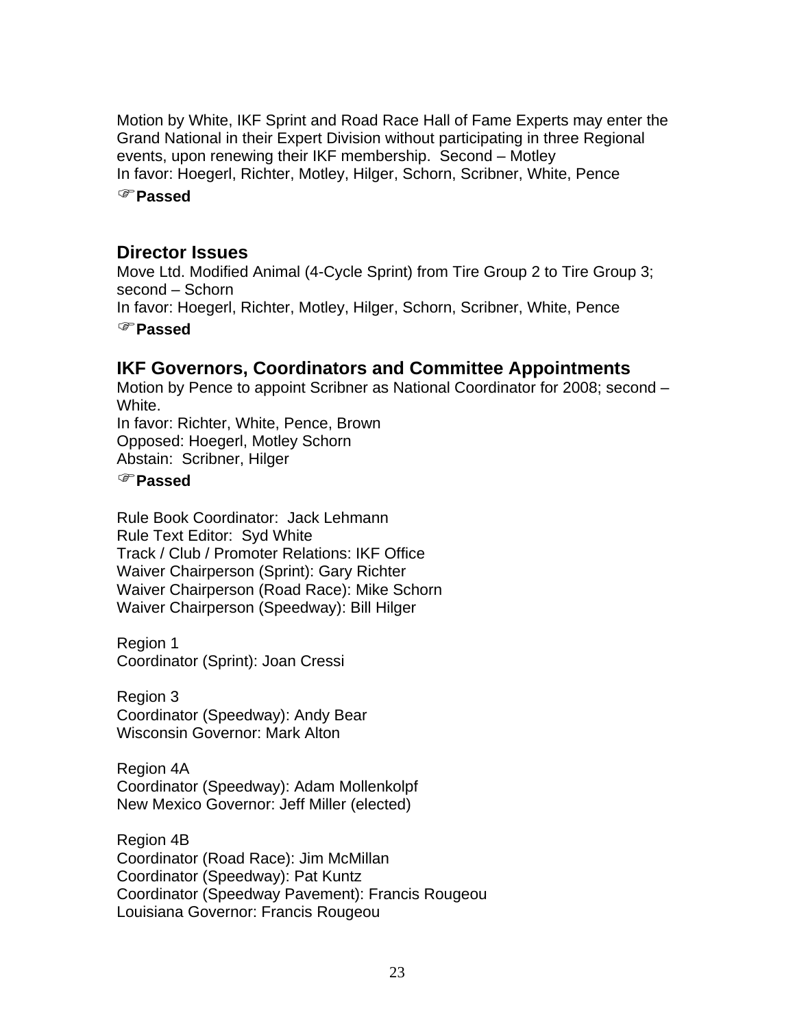Motion by White, IKF Sprint and Road Race Hall of Fame Experts may enter the Grand National in their Expert Division without participating in three Regional events, upon renewing their IKF membership. Second – Motley
In favor: Hoegerl, Richter, Motley, Hilger, Schorn, Scribner, White, Pence

☞**Passed**

## Director Issues

Move Ltd. Modified Animal (4-Cycle Sprint) from Tire Group 2 to Tire Group 3; second – Schorn
In favor: Hoegerl, Richter, Motley, Hilger, Schorn, Scribner, White, Pence

☞**Passed**

## IKF Governors, Coordinators and Committee Appointments

Motion by Pence to appoint Scribner as National Coordinator for 2008; second – White.
In favor: Richter, White, Pence, Brown
Opposed: Hoegerl, Motley Schorn
Abstain: Scribner, Hilger

☞**Passed**

Rule Book Coordinator: Jack Lehmann
Rule Text Editor: Syd White
Track / Club / Promoter Relations: IKF Office
Waiver Chairperson (Sprint): Gary Richter
Waiver Chairperson (Road Race): Mike Schorn
Waiver Chairperson (Speedway): Bill Hilger

Region 1
Coordinator (Sprint): Joan Cressi

Region 3
Coordinator (Speedway): Andy Bear
Wisconsin Governor: Mark Alton

Region 4A
Coordinator (Speedway): Adam Mollenkolpf
New Mexico Governor: Jeff Miller (elected)

Region 4B
Coordinator (Road Race): Jim McMillan
Coordinator (Speedway): Pat Kuntz
Coordinator (Speedway Pavement): Francis Rougeou
Louisiana Governor: Francis Rougeou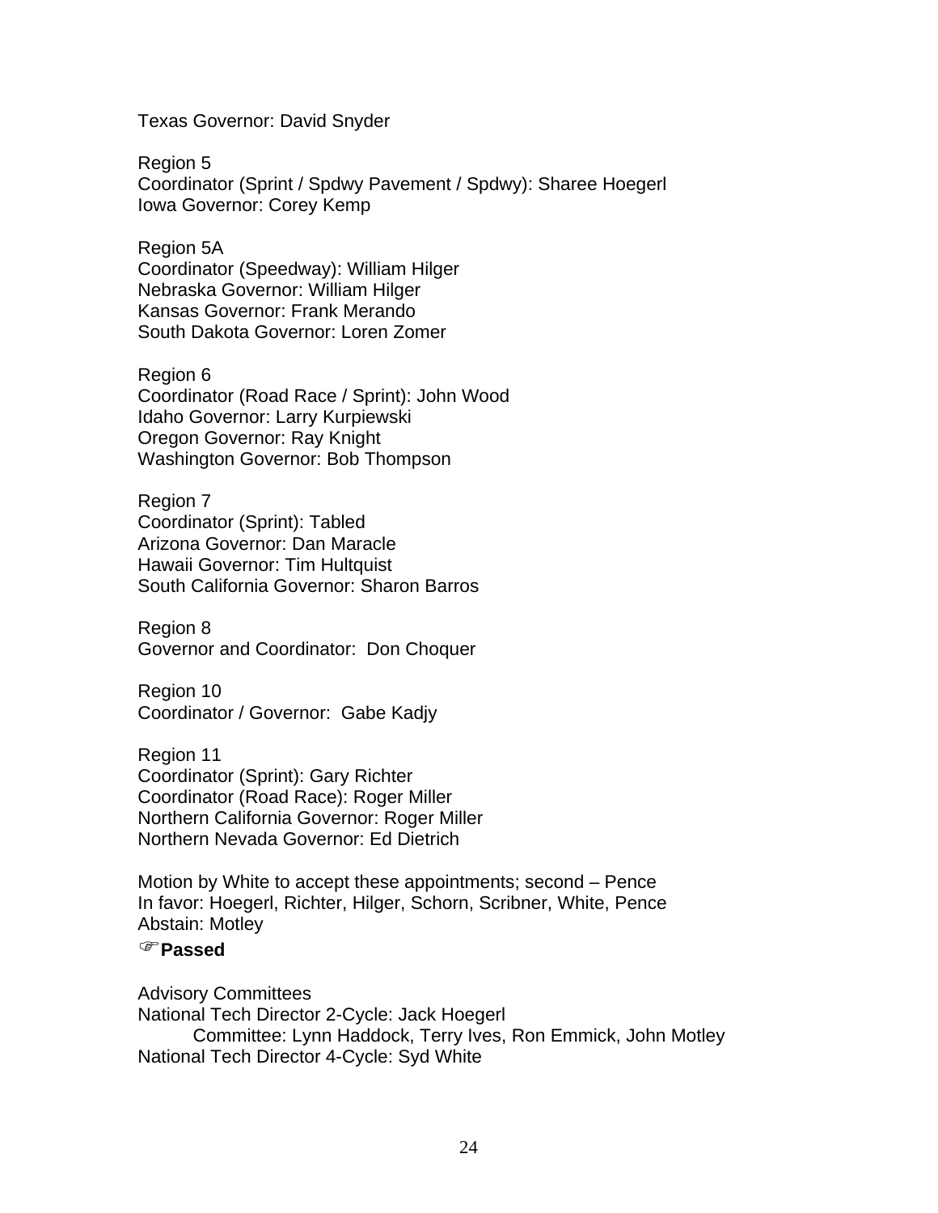Texas Governor: David Snyder

Region 5
Coordinator (Sprint / Spdwy Pavement / Spdwy): Sharee Hoegerl
Iowa Governor: Corey Kemp

Region 5A
Coordinator (Speedway): William Hilger
Nebraska Governor: William Hilger
Kansas Governor: Frank Merando
South Dakota Governor: Loren Zomer

Region 6
Coordinator (Road Race / Sprint): John Wood
Idaho Governor: Larry Kurpiewski
Oregon Governor: Ray Knight
Washington Governor: Bob Thompson

Region 7
Coordinator (Sprint): Tabled
Arizona Governor: Dan Maracle
Hawaii Governor: Tim Hultquist
South California Governor: Sharon Barros

Region 8
Governor and Coordinator:  Don Choquer

Region 10
Coordinator / Governor:  Gabe Kadjy

Region 11
Coordinator (Sprint): Gary Richter
Coordinator (Road Race): Roger Miller
Northern California Governor: Roger Miller
Northern Nevada Governor: Ed Dietrich

Motion by White to accept these appointments; second – Pence
In favor: Hoegerl, Richter, Hilger, Schorn, Scribner, White, Pence
Abstain: Motley

☞**Passed**

Advisory Committees
National Tech Director 2-Cycle: Jack Hoegerl
    Committee: Lynn Haddock, Terry Ives, Ron Emmick, John Motley
National Tech Director 4-Cycle: Syd White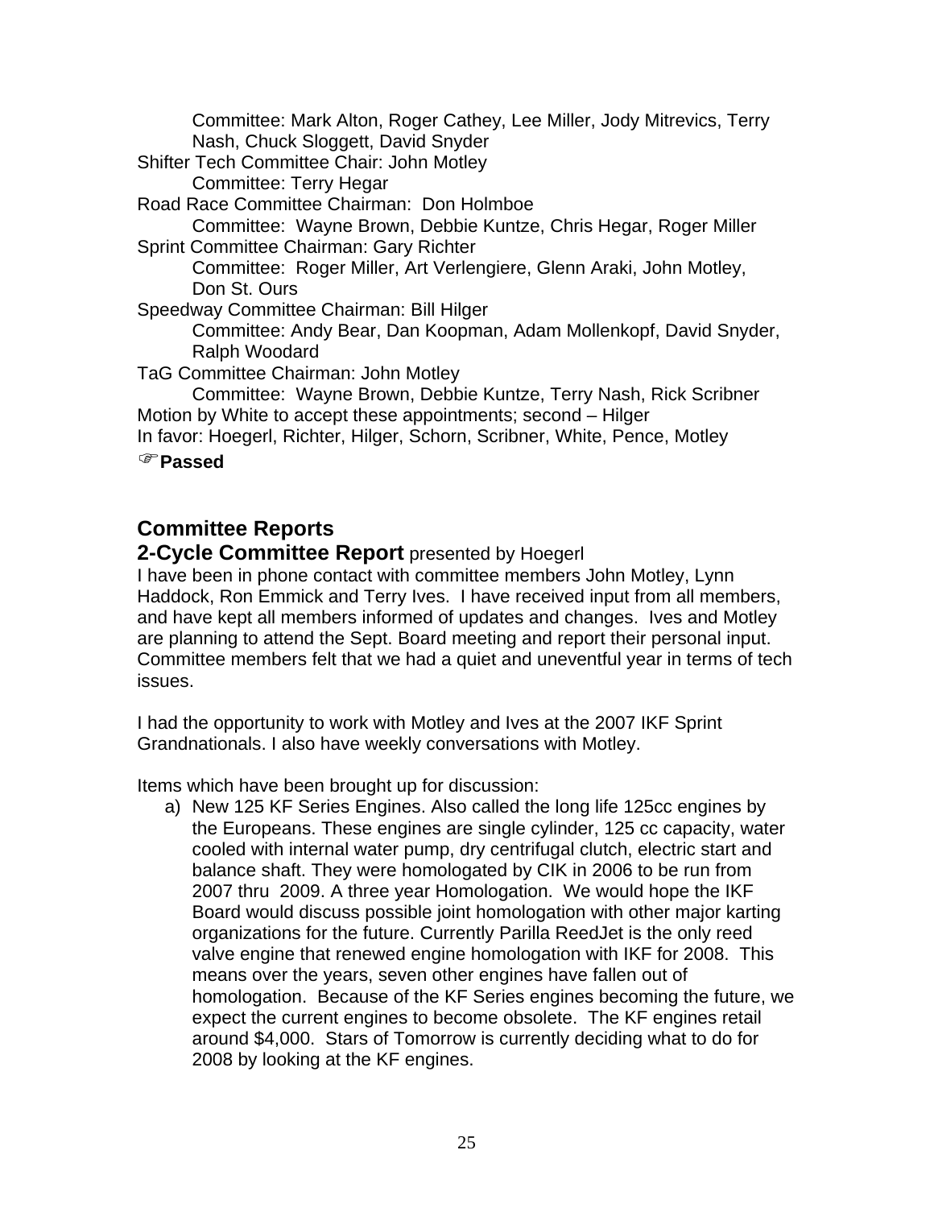Committee: Mark Alton, Roger Cathey, Lee Miller, Jody Mitrevics, Terry Nash, Chuck Sloggett, David Snyder

Shifter Tech Committee Chair: John Motley

Committee: Terry Hegar

Road Race Committee Chairman: Don Holmboe

Committee: Wayne Brown, Debbie Kuntze, Chris Hegar, Roger Miller

Sprint Committee Chairman: Gary Richter

Committee: Roger Miller, Art Verlengiere, Glenn Araki, John Motley, Don St. Ours

Speedway Committee Chairman: Bill Hilger

Committee: Andy Bear, Dan Koopman, Adam Mollenkopf, David Snyder, Ralph Woodard

TaG Committee Chairman: John Motley

Committee: Wayne Brown, Debbie Kuntze, Terry Nash, Rick Scribner

Motion by White to accept these appointments; second – Hilger

In favor: Hoegerl, Richter, Hilger, Schorn, Scribner, White, Pence, Motley

☞**Passed**

## Committee Reports

### 2-Cycle Committee Report presented by Hoegerl

I have been in phone contact with committee members John Motley, Lynn Haddock, Ron Emmick and Terry Ives. I have received input from all members, and have kept all members informed of updates and changes. Ives and Motley are planning to attend the Sept. Board meeting and report their personal input. Committee members felt that we had a quiet and uneventful year in terms of tech issues.

I had the opportunity to work with Motley and Ives at the 2007 IKF Sprint Grandnationals. I also have weekly conversations with Motley.

Items which have been brought up for discussion:

a) New 125 KF Series Engines. Also called the long life 125cc engines by the Europeans. These engines are single cylinder, 125 cc capacity, water cooled with internal water pump, dry centrifugal clutch, electric start and balance shaft. They were homologated by CIK in 2006 to be run from 2007 thru 2009. A three year Homologation. We would hope the IKF Board would discuss possible joint homologation with other major karting organizations for the future. Currently Parilla ReedJet is the only reed valve engine that renewed engine homologation with IKF for 2008. This means over the years, seven other engines have fallen out of homologation. Because of the KF Series engines becoming the future, we expect the current engines to become obsolete. The KF engines retail around $4,000. Stars of Tomorrow is currently deciding what to do for 2008 by looking at the KF engines.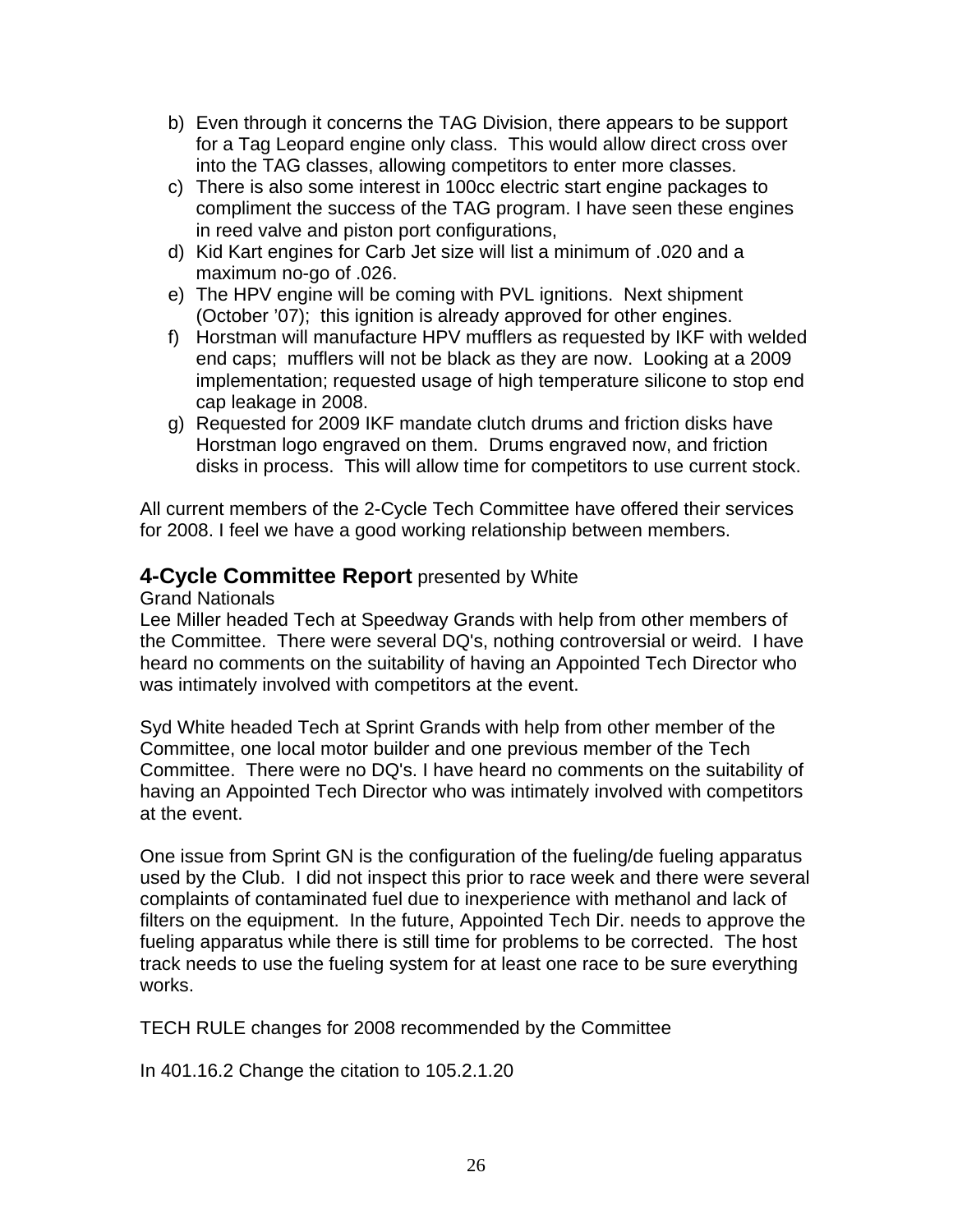b) Even through it concerns the TAG Division, there appears to be support for a Tag Leopard engine only class. This would allow direct cross over into the TAG classes, allowing competitors to enter more classes.
c) There is also some interest in 100cc electric start engine packages to compliment the success of the TAG program. I have seen these engines in reed valve and piston port configurations,
d) Kid Kart engines for Carb Jet size will list a minimum of .020 and a maximum no-go of .026.
e) The HPV engine will be coming with PVL ignitions. Next shipment (October '07); this ignition is already approved for other engines.
f) Horstman will manufacture HPV mufflers as requested by IKF with welded end caps; mufflers will not be black as they are now. Looking at a 2009 implementation; requested usage of high temperature silicone to stop end cap leakage in 2008.
g) Requested for 2009 IKF mandate clutch drums and friction disks have Horstman logo engraved on them. Drums engraved now, and friction disks in process. This will allow time for competitors to use current stock.

All current members of the 2-Cycle Tech Committee have offered their services for 2008. I feel we have a good working relationship between members.

## **4-Cycle Committee Report** presented by White

Grand Nationals

Lee Miller headed Tech at Speedway Grands with help from other members of the Committee. There were several DQ's, nothing controversial or weird. I have heard no comments on the suitability of having an Appointed Tech Director who was intimately involved with competitors at the event.

Syd White headed Tech at Sprint Grands with help from other member of the Committee, one local motor builder and one previous member of the Tech Committee. There were no DQ's. I have heard no comments on the suitability of having an Appointed Tech Director who was intimately involved with competitors at the event.

One issue from Sprint GN is the configuration of the fueling/de fueling apparatus used by the Club. I did not inspect this prior to race week and there were several complaints of contaminated fuel due to inexperience with methanol and lack of filters on the equipment. In the future, Appointed Tech Dir. needs to approve the fueling apparatus while there is still time for problems to be corrected. The host track needs to use the fueling system for at least one race to be sure everything works.

TECH RULE changes for 2008 recommended by the Committee

In 401.16.2 Change the citation to 105.2.1.20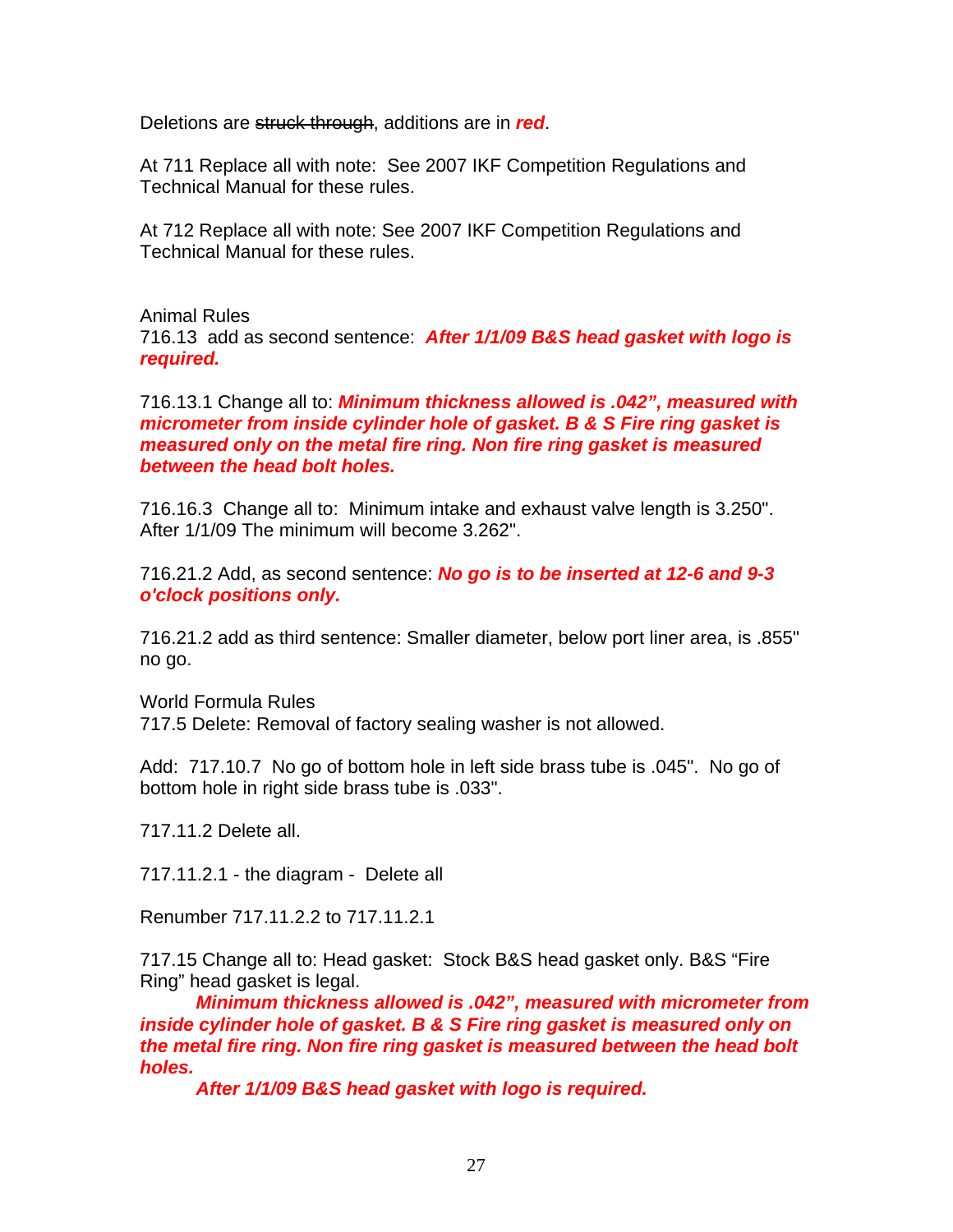Deletions are ~~struck through~~, additions are in ***red***.

At 711 Replace all with note: See 2007 IKF Competition Regulations and Technical Manual for these rules.

At 712 Replace all with note: See 2007 IKF Competition Regulations and Technical Manual for these rules.

Animal Rules

716.13 add as second sentence: ***After 1/1/09 B&S head gasket with logo is required.***

716.13.1 Change all to: ***Minimum thickness allowed is .042", measured with micrometer from inside cylinder hole of gasket. B & S Fire ring gasket is measured only on the metal fire ring. Non fire ring gasket is measured between the head bolt holes.***

716.16.3 Change all to: Minimum intake and exhaust valve length is 3.250". After 1/1/09 The minimum will become 3.262".

716.21.2 Add, as second sentence: ***No go is to be inserted at 12-6 and 9-3 o'clock positions only.***

716.21.2 add as third sentence: Smaller diameter, below port liner area, is .855" no go.

World Formula Rules

717.5 Delete: Removal of factory sealing washer is not allowed.

Add: 717.10.7 No go of bottom hole in left side brass tube is .045". No go of bottom hole in right side brass tube is .033".

717.11.2 Delete all.

717.11.2.1 - the diagram - Delete all

Renumber 717.11.2.2 to 717.11.2.1

717.15 Change all to: Head gasket: Stock B&S head gasket only. B&S "Fire Ring" head gasket is legal.

***Minimum thickness allowed is .042", measured with micrometer from inside cylinder hole of gasket. B & S Fire ring gasket is measured only on the metal fire ring. Non fire ring gasket is measured between the head bolt holes.***

***After 1/1/09 B&S head gasket with logo is required.***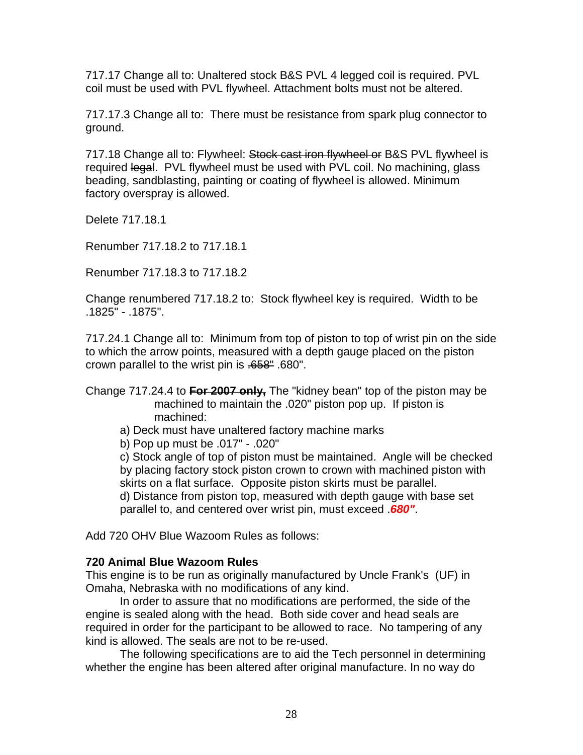717.17 Change all to: Unaltered stock B&S PVL 4 legged coil is required. PVL coil must be used with PVL flywheel. Attachment bolts must not be altered.

717.17.3 Change all to: There must be resistance from spark plug connector to ground.

717.18 Change all to: Flywheel: ~~Stock cast iron flywheel or~~ B&S PVL flywheel is required ~~legal~~. PVL flywheel must be used with PVL coil. No machining, glass beading, sandblasting, painting or coating of flywheel is allowed. Minimum factory overspray is allowed.

Delete 717.18.1

Renumber 717.18.2 to 717.18.1

Renumber 717.18.3 to 717.18.2

Change renumbered 717.18.2 to: Stock flywheel key is required. Width to be .1825" - .1875".

717.24.1 Change all to: Minimum from top of piston to top of wrist pin on the side to which the arrow points, measured with a depth gauge placed on the piston crown parallel to the wrist pin is ~~.658"~~ .680".

Change 717.24.4 to **~~For 2007 only,~~** The "kidney bean" top of the piston may be machined to maintain the .020" piston pop up. If piston is machined:

a) Deck must have unaltered factory machine marks
b) Pop up must be .017" - .020"
c) Stock angle of top of piston must be maintained. Angle will be checked by placing factory stock piston crown to crown with machined piston with skirts on a flat surface. Opposite piston skirts must be parallel.
d) Distance from piston top, measured with depth gauge with base set parallel to, and centered over wrist pin, must exceed .***680"***.

Add 720 OHV Blue Wazoom Rules as follows:

**720 Animal Blue Wazoom Rules**
This engine is to be run as originally manufactured by Uncle Frank's (UF) in Omaha, Nebraska with no modifications of any kind.

In order to assure that no modifications are performed, the side of the engine is sealed along with the head. Both side cover and head seals are required in order for the participant to be allowed to race. No tampering of any kind is allowed. The seals are not to be re-used.

The following specifications are to aid the Tech personnel in determining whether the engine has been altered after original manufacture. In no way do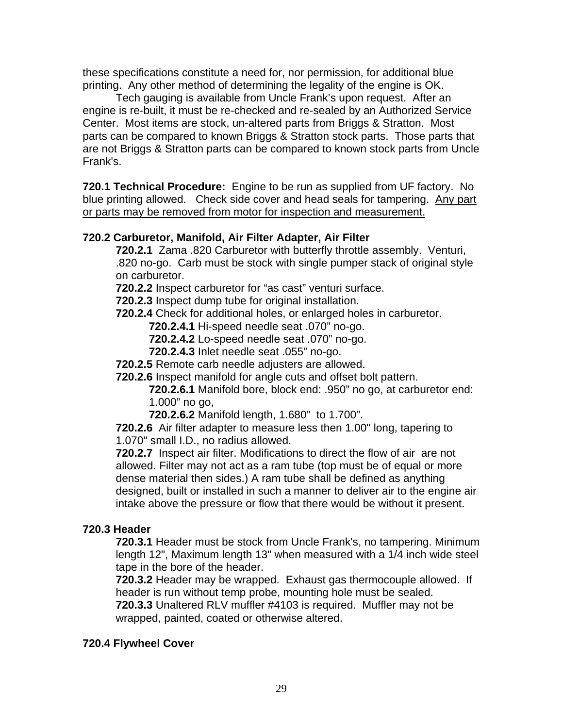these specifications constitute a need for, nor permission, for additional blue printing. Any other method of determining the legality of the engine is OK.

Tech gauging is available from Uncle Frank's upon request. After an engine is re-built, it must be re-checked and re-sealed by an Authorized Service Center. Most items are stock, un-altered parts from Briggs & Stratton. Most parts can be compared to known Briggs & Stratton stock parts. Those parts that are not Briggs & Stratton parts can be compared to known stock parts from Uncle Frank's.

**720.1 Technical Procedure:** Engine to be run as supplied from UF factory. No blue printing allowed. Check side cover and head seals for tampering. <u>Any part or parts may be removed from motor for inspection and measurement.</u>

**720.2 Carburetor, Manifold, Air Filter Adapter, Air Filter**

**720.2.1** Zama .820 Carburetor with butterfly throttle assembly. Venturi, .820 no-go. Carb must be stock with single pumper stack of original style on carburetor.

**720.2.2** Inspect carburetor for "as cast" venturi surface.

**720.2.3** Inspect dump tube for original installation.

**720.2.4** Check for additional holes, or enlarged holes in carburetor.

- **720.2.4.1** Hi-speed needle seat .070" no-go.
- **720.2.4.2** Lo-speed needle seat .070" no-go.
- **720.2.4.3** Inlet needle seat .055" no-go.

**720.2.5** Remote carb needle adjusters are allowed.

**720.2.6** Inspect manifold for angle cuts and offset bolt pattern.

- **720.2.6.1** Manifold bore, block end: .950" no go, at carburetor end: 1.000" no go,
- **720.2.6.2** Manifold length, 1.680" to 1.700".

**720.2.6** Air filter adapter to measure less then 1.00" long, tapering to 1.070" small I.D., no radius allowed.

**720.2.7** Inspect air filter. Modifications to direct the flow of air are not allowed. Filter may not act as a ram tube (top must be of equal or more dense material then sides.) A ram tube shall be defined as anything designed, built or installed in such a manner to deliver air to the engine air intake above the pressure or flow that there would be without it present.

**720.3 Header**

**720.3.1** Header must be stock from Uncle Frank's, no tampering. Minimum length 12", Maximum length 13" when measured with a 1/4 inch wide steel tape in the bore of the header.

**720.3.2** Header may be wrapped. Exhaust gas thermocouple allowed. If header is run without temp probe, mounting hole must be sealed.

**720.3.3** Unaltered RLV muffler #4103 is required. Muffler may not be wrapped, painted, coated or otherwise altered.

**720.4 Flywheel Cover**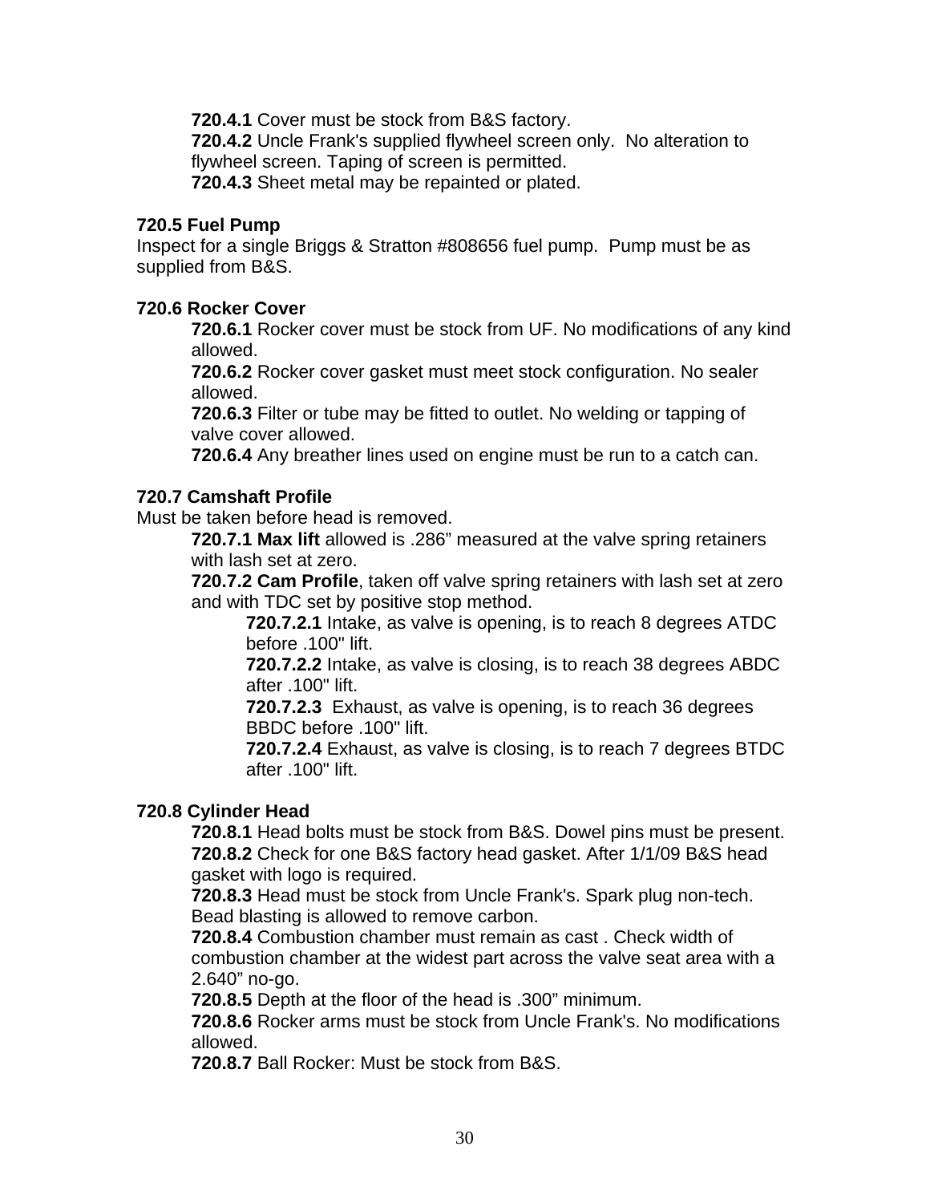**720.4.1** Cover must be stock from B&S factory.
**720.4.2** Uncle Frank's supplied flywheel screen only. No alteration to flywheel screen. Taping of screen is permitted.
**720.4.3** Sheet metal may be repainted or plated.

**720.5 Fuel Pump**
Inspect for a single Briggs & Stratton #808656 fuel pump. Pump must be as supplied from B&S.

**720.6 Rocker Cover**
**720.6.1** Rocker cover must be stock from UF. No modifications of any kind allowed.
**720.6.2** Rocker cover gasket must meet stock configuration. No sealer allowed.
**720.6.3** Filter or tube may be fitted to outlet. No welding or tapping of valve cover allowed.
**720.6.4** Any breather lines used on engine must be run to a catch can.

**720.7 Camshaft Profile**
Must be taken before head is removed.
**720.7.1 Max lift** allowed is .286" measured at the valve spring retainers with lash set at zero.
**720.7.2 Cam Profile**, taken off valve spring retainers with lash set at zero and with TDC set by positive stop method.
**720.7.2.1** Intake, as valve is opening, is to reach 8 degrees ATDC before .100" lift.
**720.7.2.2** Intake, as valve is closing, is to reach 38 degrees ABDC after .100" lift.
**720.7.2.3** Exhaust, as valve is opening, is to reach 36 degrees BBDC before .100" lift.
**720.7.2.4** Exhaust, as valve is closing, is to reach 7 degrees BTDC after .100" lift.

**720.8 Cylinder Head**
**720.8.1** Head bolts must be stock from B&S. Dowel pins must be present.
**720.8.2** Check for one B&S factory head gasket. After 1/1/09 B&S head gasket with logo is required.
**720.8.3** Head must be stock from Uncle Frank's. Spark plug non-tech. Bead blasting is allowed to remove carbon.
**720.8.4** Combustion chamber must remain as cast . Check width of combustion chamber at the widest part across the valve seat area with a 2.640" no-go.
**720.8.5** Depth at the floor of the head is .300" minimum.
**720.8.6** Rocker arms must be stock from Uncle Frank's. No modifications allowed.
**720.8.7** Ball Rocker: Must be stock from B&S.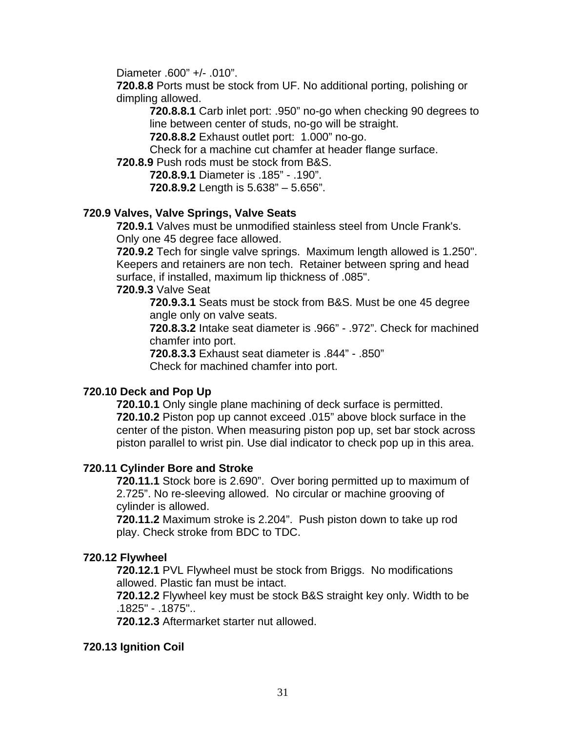Diameter .600” +/- .010”.

**720.8.8** Ports must be stock from UF. No additional porting, polishing or dimpling allowed.

**720.8.8.1** Carb inlet port: .950” no-go when checking 90 degrees to line between center of studs, no-go will be straight.

**720.8.8.2** Exhaust outlet port: 1.000” no-go.

Check for a machine cut chamfer at header flange surface.

**720.8.9** Push rods must be stock from B&S.

**720.8.9.1** Diameter is .185” - .190”.

**720.8.9.2** Length is 5.638” – 5.656”.

**720.9 Valves, Valve Springs, Valve Seats**

**720.9.1** Valves must be unmodified stainless steel from Uncle Frank's. Only one 45 degree face allowed.

**720.9.2** Tech for single valve springs. Maximum length allowed is 1.250". Keepers and retainers are non tech. Retainer between spring and head surface, if installed, maximum lip thickness of .085".

**720.9.3** Valve Seat

**720.9.3.1** Seats must be stock from B&S. Must be one 45 degree angle only on valve seats.

**720.8.3.2** Intake seat diameter is .966” - .972”. Check for machined chamfer into port.

**720.8.3.3** Exhaust seat diameter is .844” - .850”

Check for machined chamfer into port.

**720.10 Deck and Pop Up**

**720.10.1** Only single plane machining of deck surface is permitted.

**720.10.2** Piston pop up cannot exceed .015” above block surface in the center of the piston. When measuring piston pop up, set bar stock across piston parallel to wrist pin. Use dial indicator to check pop up in this area.

**720.11 Cylinder Bore and Stroke**

**720.11.1** Stock bore is 2.690”. Over boring permitted up to maximum of 2.725”. No re-sleeving allowed. No circular or machine grooving of cylinder is allowed.

**720.11.2** Maximum stroke is 2.204”. Push piston down to take up rod play. Check stroke from BDC to TDC.

**720.12 Flywheel**

**720.12.1** PVL Flywheel must be stock from Briggs. No modifications allowed. Plastic fan must be intact.

**720.12.2** Flywheel key must be stock B&S straight key only. Width to be .1825" - .1875"..

**720.12.3** Aftermarket starter nut allowed.

**720.13 Ignition Coil**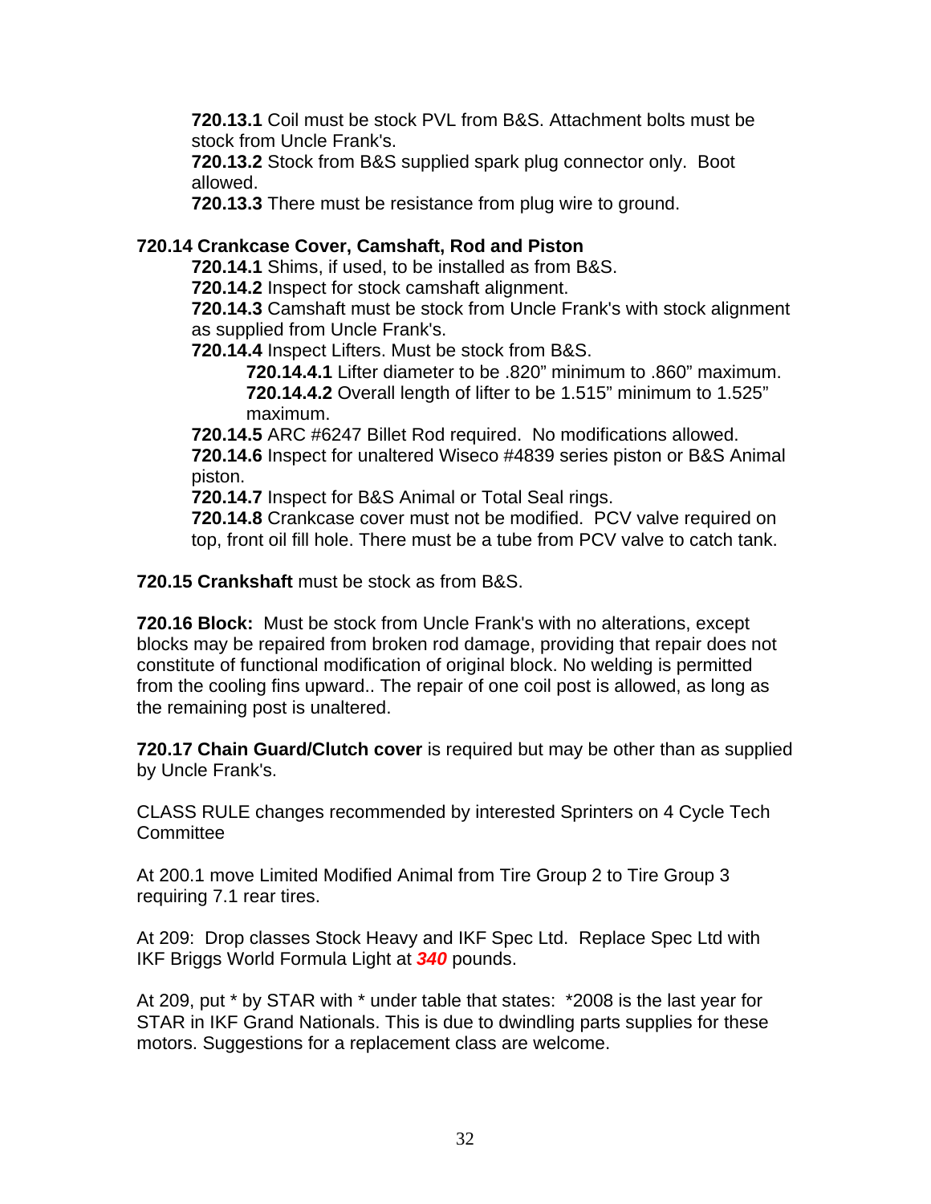**720.13.1** Coil must be stock PVL from B&S. Attachment bolts must be stock from Uncle Frank's.
**720.13.2** Stock from B&S supplied spark plug connector only. Boot allowed.
**720.13.3** There must be resistance from plug wire to ground.

**720.14 Crankcase Cover, Camshaft, Rod and Piston**

**720.14.1** Shims, if used, to be installed as from B&S.
**720.14.2** Inspect for stock camshaft alignment.
**720.14.3** Camshaft must be stock from Uncle Frank's with stock alignment as supplied from Uncle Frank's.
**720.14.4** Inspect Lifters. Must be stock from B&S.

**720.14.4.1** Lifter diameter to be .820" minimum to .860" maximum.
**720.14.4.2** Overall length of lifter to be 1.515" minimum to 1.525" maximum.

**720.14.5** ARC #6247 Billet Rod required. No modifications allowed.
**720.14.6** Inspect for unaltered Wiseco #4839 series piston or B&S Animal piston.
**720.14.7** Inspect for B&S Animal or Total Seal rings.
**720.14.8** Crankcase cover must not be modified. PCV valve required on top, front oil fill hole. There must be a tube from PCV valve to catch tank.

**720.15 Crankshaft** must be stock as from B&S.

**720.16 Block:** Must be stock from Uncle Frank's with no alterations, except blocks may be repaired from broken rod damage, providing that repair does not constitute of functional modification of original block. No welding is permitted from the cooling fins upward.. The repair of one coil post is allowed, as long as the remaining post is unaltered.

**720.17 Chain Guard/Clutch cover** is required but may be other than as supplied by Uncle Frank's.

CLASS RULE changes recommended by interested Sprinters on 4 Cycle Tech Committee

At 200.1 move Limited Modified Animal from Tire Group 2 to Tire Group 3 requiring 7.1 rear tires.

At 209: Drop classes Stock Heavy and IKF Spec Ltd. Replace Spec Ltd with IKF Briggs World Formula Light at ***340*** pounds.

At 209, put * by STAR with * under table that states: *2008 is the last year for STAR in IKF Grand Nationals. This is due to dwindling parts supplies for these motors. Suggestions for a replacement class are welcome.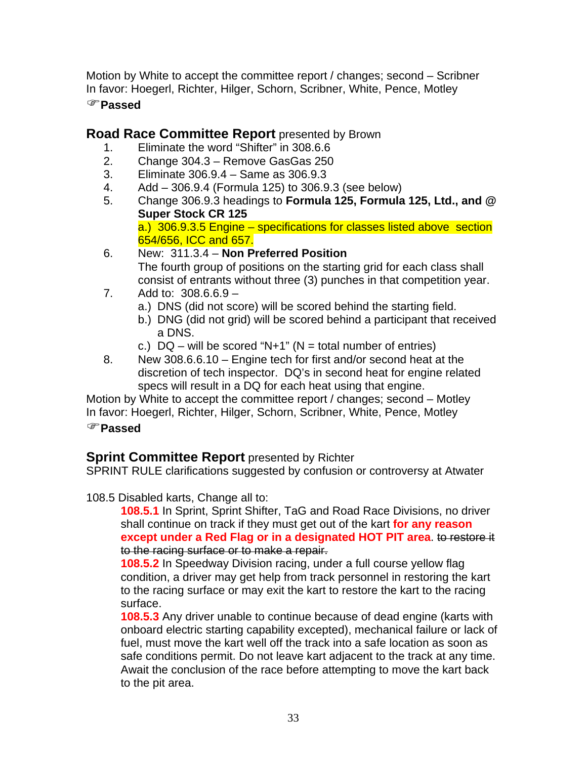Motion by White to accept the committee report / changes; second – Scribner
In favor: Hoegerl, Richter, Hilger, Schorn, Scribner, White, Pence, Motley
☞**Passed**

## Road Race Committee Report presented by Brown

1. Eliminate the word "Shifter" in 308.6.6
2. Change 304.3 – Remove GasGas 250
3. Eliminate 306.9.4 – Same as 306.9.3
4. Add – 306.9.4 (Formula 125) to 306.9.3 (see below)
5. Change 306.9.3 headings to **Formula 125, Formula 125, Ltd., and @ Super Stock CR 125**
   a.) 306.9.3.5 Engine – specifications for classes listed above section 654/656, ICC and 657.
6. New: 311.3.4 – **Non Preferred Position**
   The fourth group of positions on the starting grid for each class shall consist of entrants without three (3) punches in that competition year.
7. Add to: 308.6.6.9 –
   a.) DNS (did not score) will be scored behind the starting field.
   b.) DNG (did not grid) will be scored behind a participant that received a DNS.
   c.) DQ – will be scored "N+1" (N = total number of entries)
8. New 308.6.6.10 – Engine tech for first and/or second heat at the discretion of tech inspector. DQ's in second heat for engine related specs will result in a DQ for each heat using that engine.

Motion by White to accept the committee report / changes; second – Motley
In favor: Hoegerl, Richter, Hilger, Schorn, Scribner, White, Pence, Motley
☞**Passed**

## Sprint Committee Report presented by Richter

SPRINT RULE clarifications suggested by confusion or controversy at Atwater

108.5 Disabled karts, Change all to:

**108.5.1** In Sprint, Sprint Shifter, TaG and Road Race Divisions, no driver shall continue on track if they must get out of the kart **for any reason except under a Red Flag or in a designated HOT PIT area**. ~~to restore it to the racing surface or to make a repair.~~

**108.5.2** In Speedway Division racing, under a full course yellow flag condition, a driver may get help from track personnel in restoring the kart to the racing surface or may exit the kart to restore the kart to the racing surface.

**108.5.3** Any driver unable to continue because of dead engine (karts with onboard electric starting capability excepted), mechanical failure or lack of fuel, must move the kart well off the track into a safe location as soon as safe conditions permit. Do not leave kart adjacent to the track at any time. Await the conclusion of the race before attempting to move the kart back to the pit area.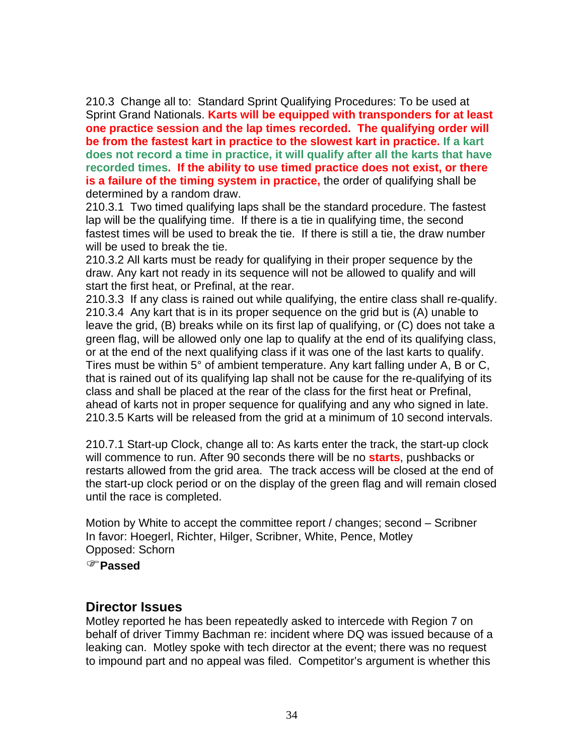210.3 Change all to: Standard Sprint Qualifying Procedures: To be used at Sprint Grand Nationals. **Karts will be equipped with transponders for at least one practice session and the lap times recorded. The qualifying order will be from the fastest kart in practice to the slowest kart in practice. If a kart does not record a time in practice, it will qualify after all the karts that have recorded times. If the ability to use timed practice does not exist, or there is a failure of the timing system in practice,** the order of qualifying shall be determined by a random draw.

210.3.1 Two timed qualifying laps shall be the standard procedure. The fastest lap will be the qualifying time. If there is a tie in qualifying time, the second fastest times will be used to break the tie. If there is still a tie, the draw number will be used to break the tie.

210.3.2 All karts must be ready for qualifying in their proper sequence by the draw. Any kart not ready in its sequence will not be allowed to qualify and will start the first heat, or Prefinal, at the rear.

210.3.3 If any class is rained out while qualifying, the entire class shall re-qualify.

210.3.4 Any kart that is in its proper sequence on the grid but is (A) unable to leave the grid, (B) breaks while on its first lap of qualifying, or (C) does not take a green flag, will be allowed only one lap to qualify at the end of its qualifying class, or at the end of the next qualifying class if it was one of the last karts to qualify. Tires must be within 5° of ambient temperature. Any kart falling under A, B or C, that is rained out of its qualifying lap shall not be cause for the re-qualifying of its class and shall be placed at the rear of the class for the first heat or Prefinal, ahead of karts not in proper sequence for qualifying and any who signed in late.

210.3.5 Karts will be released from the grid at a minimum of 10 second intervals.

210.7.1 Start-up Clock, change all to: As karts enter the track, the start-up clock will commence to run. After 90 seconds there will be no **starts**, pushbacks or restarts allowed from the grid area. The track access will be closed at the end of the start-up clock period or on the display of the green flag and will remain closed until the race is completed.

Motion by White to accept the committee report / changes; second – Scribner
In favor: Hoegerl, Richter, Hilger, Scribner, White, Pence, Motley
Opposed: Schorn

☞**Passed**

## Director Issues

Motley reported he has been repeatedly asked to intercede with Region 7 on behalf of driver Timmy Bachman re: incident where DQ was issued because of a leaking can. Motley spoke with tech director at the event; there was no request to impound part and no appeal was filed. Competitor's argument is whether this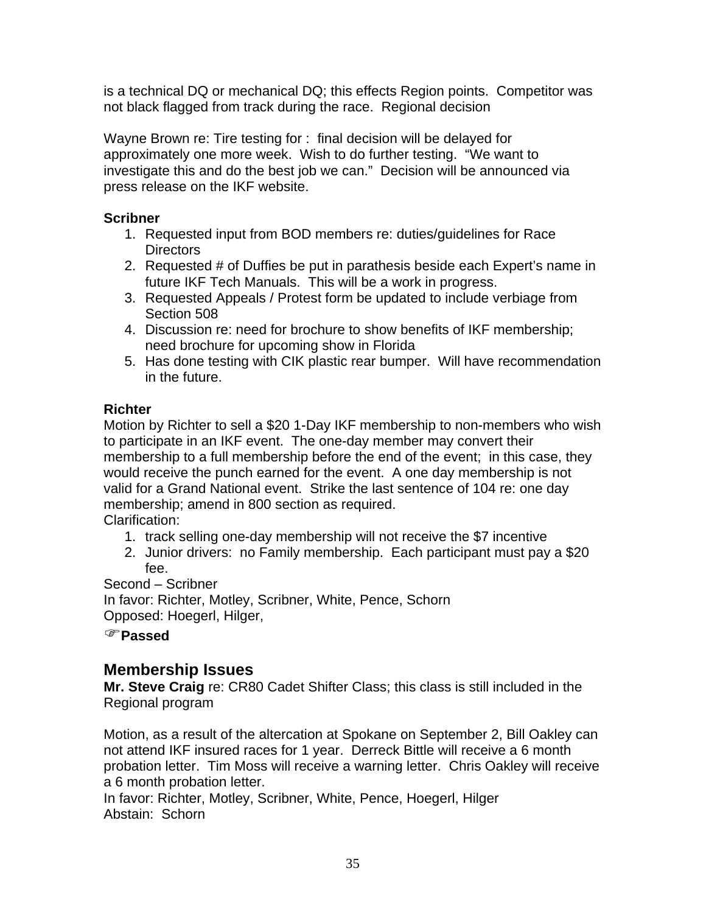is a technical DQ or mechanical DQ; this effects Region points. Competitor was not black flagged from track during the race. Regional decision

Wayne Brown re: Tire testing for : final decision will be delayed for approximately one more week. Wish to do further testing. "We want to investigate this and do the best job we can." Decision will be announced via press release on the IKF website.

**Scribner**

1. Requested input from BOD members re: duties/guidelines for Race Directors
2. Requested # of Duffies be put in parathesis beside each Expert's name in future IKF Tech Manuals. This will be a work in progress.
3. Requested Appeals / Protest form be updated to include verbiage from Section 508
4. Discussion re: need for brochure to show benefits of IKF membership; need brochure for upcoming show in Florida
5. Has done testing with CIK plastic rear bumper. Will have recommendation in the future.

**Richter**

Motion by Richter to sell a $20 1-Day IKF membership to non-members who wish to participate in an IKF event. The one-day member may convert their membership to a full membership before the end of the event; in this case, they would receive the punch earned for the event. A one day membership is not valid for a Grand National event. Strike the last sentence of 104 re: one day membership; amend in 800 section as required.
Clarification:

1. track selling one-day membership will not receive the $7 incentive
2. Junior drivers: no Family membership. Each participant must pay a $20 fee.

Second – Scribner
In favor: Richter, Motley, Scribner, White, Pence, Schorn
Opposed: Hoegerl, Hilger,

☞**Passed**

## Membership Issues

**Mr. Steve Craig** re: CR80 Cadet Shifter Class; this class is still included in the Regional program

Motion, as a result of the altercation at Spokane on September 2, Bill Oakley can not attend IKF insured races for 1 year. Derreck Bittle will receive a 6 month probation letter. Tim Moss will receive a warning letter. Chris Oakley will receive a 6 month probation letter.
In favor: Richter, Motley, Scribner, White, Pence, Hoegerl, Hilger
Abstain: Schorn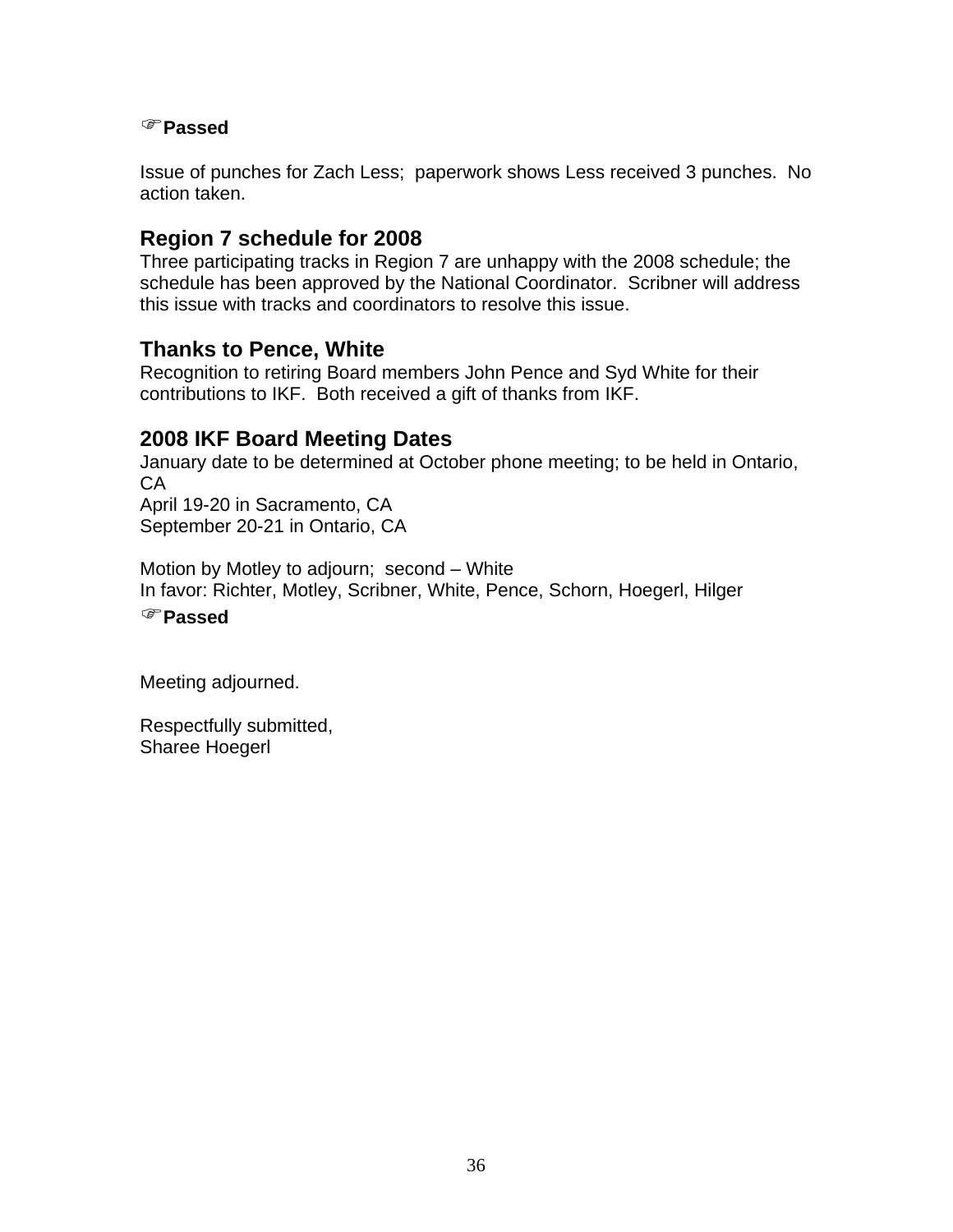☞**Passed**

Issue of punches for Zach Less; paperwork shows Less received 3 punches. No action taken.

## Region 7 schedule for 2008

Three participating tracks in Region 7 are unhappy with the 2008 schedule; the schedule has been approved by the National Coordinator. Scribner will address this issue with tracks and coordinators to resolve this issue.

## Thanks to Pence, White

Recognition to retiring Board members John Pence and Syd White for their contributions to IKF. Both received a gift of thanks from IKF.

## 2008 IKF Board Meeting Dates

January date to be determined at October phone meeting; to be held in Ontario, CA
April 19-20 in Sacramento, CA
September 20-21 in Ontario, CA

Motion by Motley to adjourn; second – White
In favor: Richter, Motley, Scribner, White, Pence, Schorn, Hoegerl, Hilger

☞**Passed**

Meeting adjourned.

Respectfully submitted,
Sharee Hoegerl